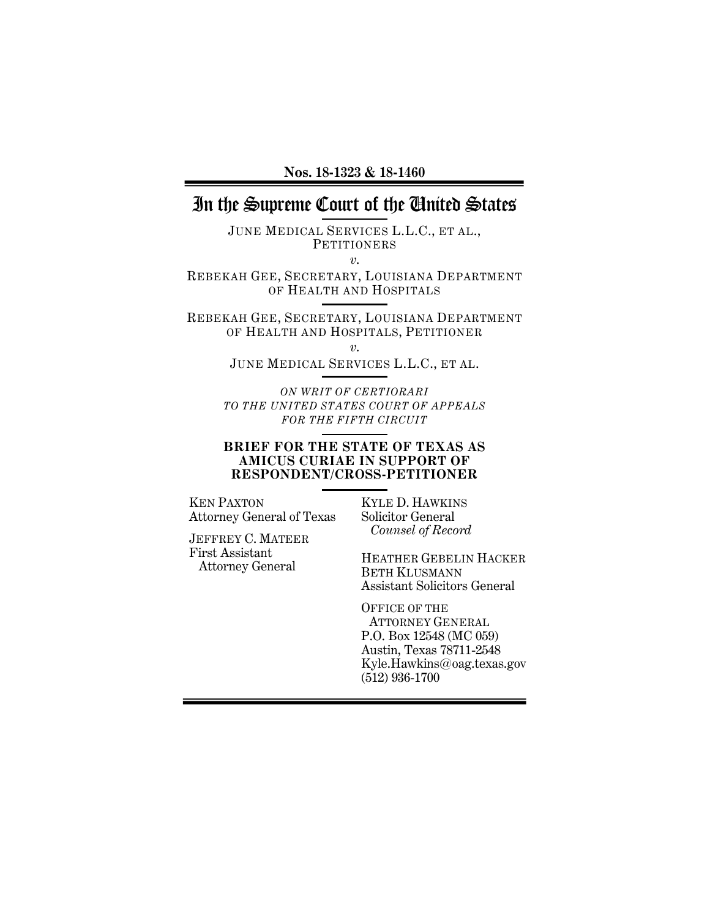**Nos. 18-1323 & 18-1460**

# In the Supreme Court of the United States

JUNE MEDICAL SERVICES L.L.C., ET AL.,
PETITIONERS

*v.*

REBEKAH GEE, SECRETARY, LOUISIANA DEPARTMENT OF HEALTH AND HOSPITALS

REBEKAH GEE, SECRETARY, LOUISIANA DEPARTMENT OF HEALTH AND HOSPITALS, PETITIONER

*v.*

JUNE MEDICAL SERVICES L.L.C., ET AL.

*ON WRIT OF CERTIORARI TO THE UNITED STATES COURT OF APPEALS FOR THE FIFTH CIRCUIT*

**BRIEF FOR THE STATE OF TEXAS AS AMICUS CURIAE IN SUPPORT OF RESPONDENT/CROSS-PETITIONER**

KEN PAXTON
Attorney General of Texas

JEFFREY C. MATEER
First Assistant
Attorney General

KYLE D. HAWKINS
Solicitor General
*Counsel of Record*

HEATHER GEBELIN HACKER
BETH KLUSMANN
Assistant Solicitors General

OFFICE OF THE
ATTORNEY GENERAL
P.O. Box 12548 (MC 059)
Austin, Texas 78711-2548
Kyle.Hawkins@oag.texas.gov
(512) 936-1700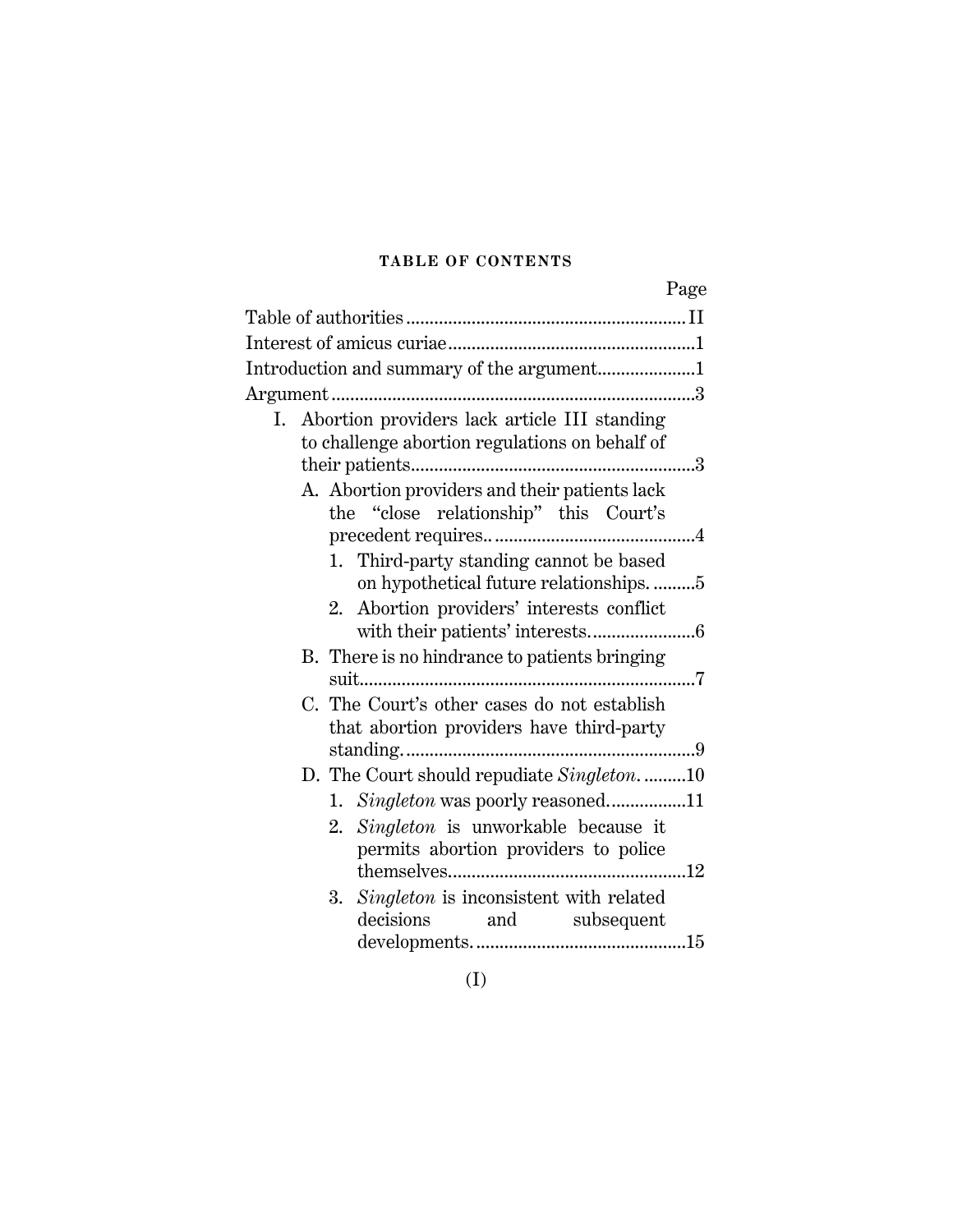**TABLE OF CONTENTS**

| | Page |
|---|---|
| Table of authorities | II |
| Interest of amicus curiae | 1 |
| Introduction and summary of the argument | 1 |
| Argument | 3 |
| I. Abortion providers lack article III standing to challenge abortion regulations on behalf of their patients | 3 |
| A. Abortion providers and their patients lack the "close relationship" this Court's precedent requires. | 4 |
| 1. Third-party standing cannot be based on hypothetical future relationships. | 5 |
| 2. Abortion providers' interests conflict with their patients' interests. | 6 |
| B. There is no hindrance to patients bringing suit | 7 |
| C. The Court's other cases do not establish that abortion providers have third-party standing. | 9 |
| D. The Court should repudiate *Singleton*. | 10 |
| 1. *Singleton* was poorly reasoned. | 11 |
| 2. *Singleton* is unworkable because it permits abortion providers to police themselves | 12 |
| 3. *Singleton* is inconsistent with related decisions and subsequent developments. | 15 |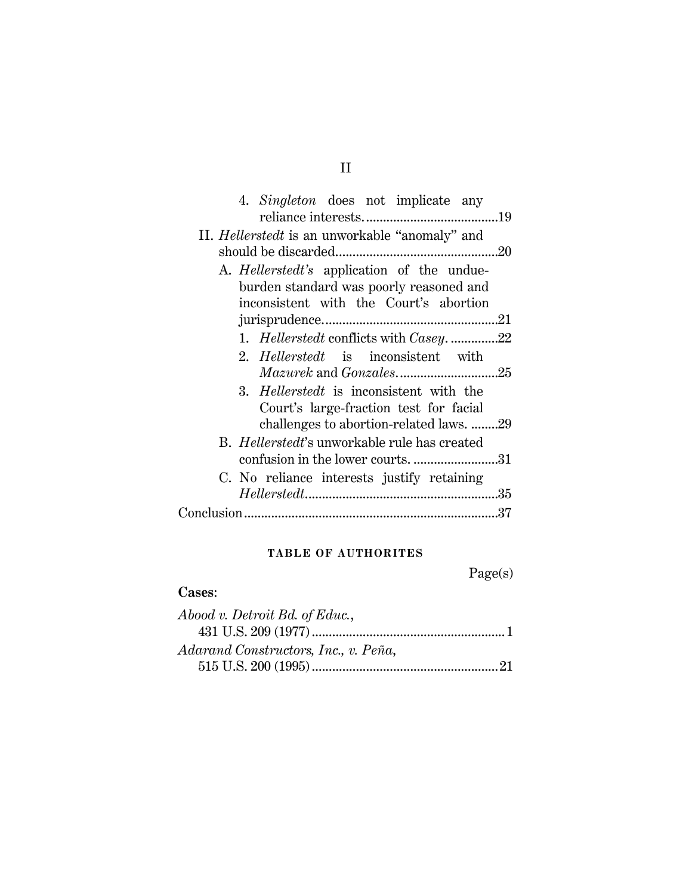4. *Singleton* does not implicate any reliance interests. .......................................19

II. *Hellerstedt* is an unworkable "anomaly" and should be discarded...............................................20

A. *Hellerstedt's* application of the undue-burden standard was poorly reasoned and inconsistent with the Court's abortion jurisprudence...................................................21

1. *Hellerstedt* conflicts with *Casey*. .............22

2. *Hellerstedt* is inconsistent with *Mazurek* and *Gonzales*.............................25

3. *Hellerstedt* is inconsistent with the Court's large-fraction test for facial challenges to abortion-related laws. ........29

B. *Hellerstedt*'s unworkable rule has created confusion in the lower courts. .........................31

C. No reliance interests justify retaining *Hellerstedt*........................................................35

Conclusion..........................................................................37

## TABLE OF AUTHORITES

Page(s)

**Cases**:

*Abood v. Detroit Bd. of Educ.*, 431 U.S. 209 (1977)......................................................... 1

*Adarand Constructors, Inc., v. Peña*, 515 U.S. 200 (1995).......................................................21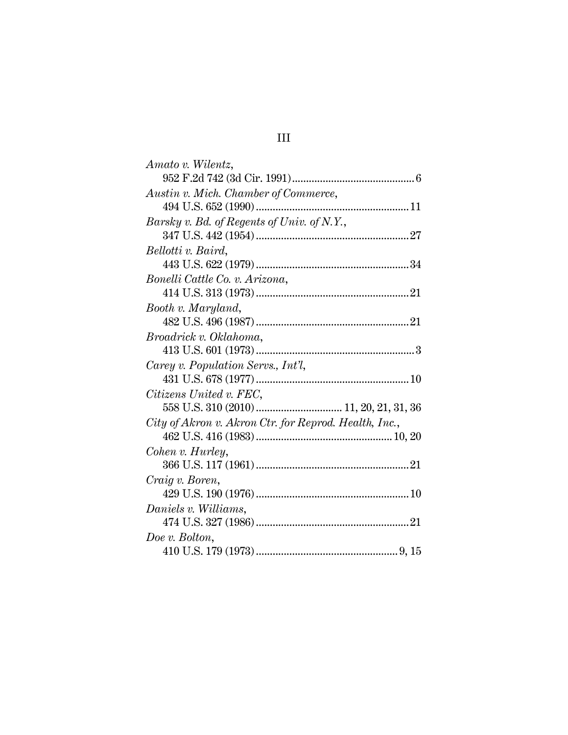*Amato v. Wilentz*,
952 F.2d 742 (3d Cir. 1991) ........................................... 6

*Austin v. Mich. Chamber of Commerce*,
494 U.S. 652 (1990) ...................................................... 11

*Barsky v. Bd. of Regents of Univ. of N.Y.*,
347 U.S. 442 (1954) ...................................................... 27

*Bellotti v. Baird*,
443 U.S. 622 (1979) ...................................................... 34

*Bonelli Cattle Co. v. Arizona*,
414 U.S. 313 (1973) ...................................................... 21

*Booth v. Maryland*,
482 U.S. 496 (1987) ...................................................... 21

*Broadrick v. Oklahoma*,
413 U.S. 601 (1973) ........................................................ 3

*Carey v. Population Servs., Int'l*,
431 U.S. 678 (1977) ...................................................... 10

*Citizens United v. FEC*,
558 U.S. 310 (2010) .............................. 11, 20, 21, 31, 36

*City of Akron v. Akron Ctr. for Reprod. Health, Inc.*,
462 U.S. 416 (1983) ................................................ 10, 20

*Cohen v. Hurley*,
366 U.S. 117 (1961) ...................................................... 21

*Craig v. Boren*,
429 U.S. 190 (1976) ...................................................... 10

*Daniels v. Williams*,
474 U.S. 327 (1986) ...................................................... 21

*Doe v. Bolton*,
410 U.S. 179 (1973) .................................................. 9, 15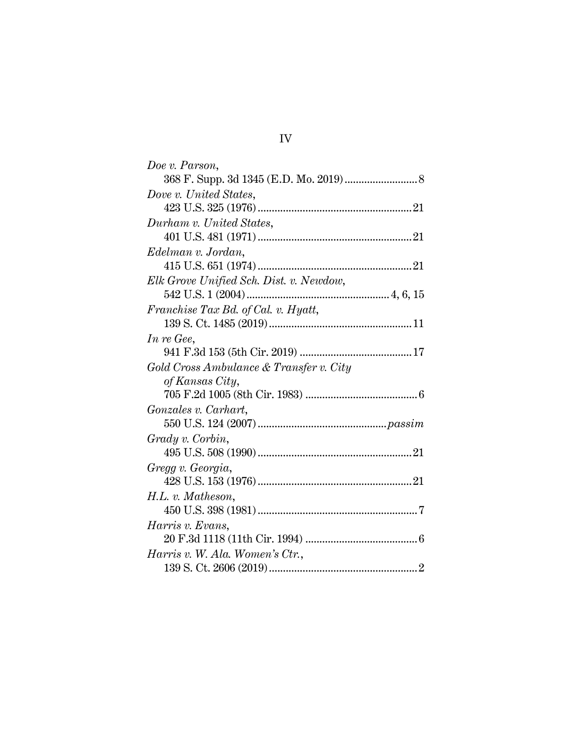*Doe v. Parson*,
368 F. Supp. 3d 1345 (E.D. Mo. 2019) .......................... 8

*Dove v. United States*,
423 U.S. 325 (1976) ...................................................... 21

*Durham v. United States*,
401 U.S. 481 (1971) ...................................................... 21

*Edelman v. Jordan*,
415 U.S. 651 (1974) ...................................................... 21

*Elk Grove Unified Sch. Dist. v. Newdow*,
542 U.S. 1 (2004) .................................................. 4, 6, 15

*Franchise Tax Bd. of Cal. v. Hyatt*,
139 S. Ct. 1485 (2019) .................................................. 11

*In re Gee*,
941 F.3d 153 (5th Cir. 2019) ........................................ 17

*Gold Cross Ambulance & Transfer v. City of Kansas City*,
705 F.2d 1005 (8th Cir. 1983) ........................................ 6

*Gonzales v. Carhart*,
550 U.S. 124 (2007) ............................................. *passim*

*Grady v. Corbin*,
495 U.S. 508 (1990) ...................................................... 21

*Gregg v. Georgia*,
428 U.S. 153 (1976) ...................................................... 21

*H.L. v. Matheson*,
450 U.S. 398 (1981) ........................................................ 7

*Harris v. Evans*,
20 F.3d 1118 (11th Cir. 1994) ........................................ 6

*Harris v. W. Ala. Women's Ctr.*,
139 S. Ct. 2606 (2019) .................................................... 2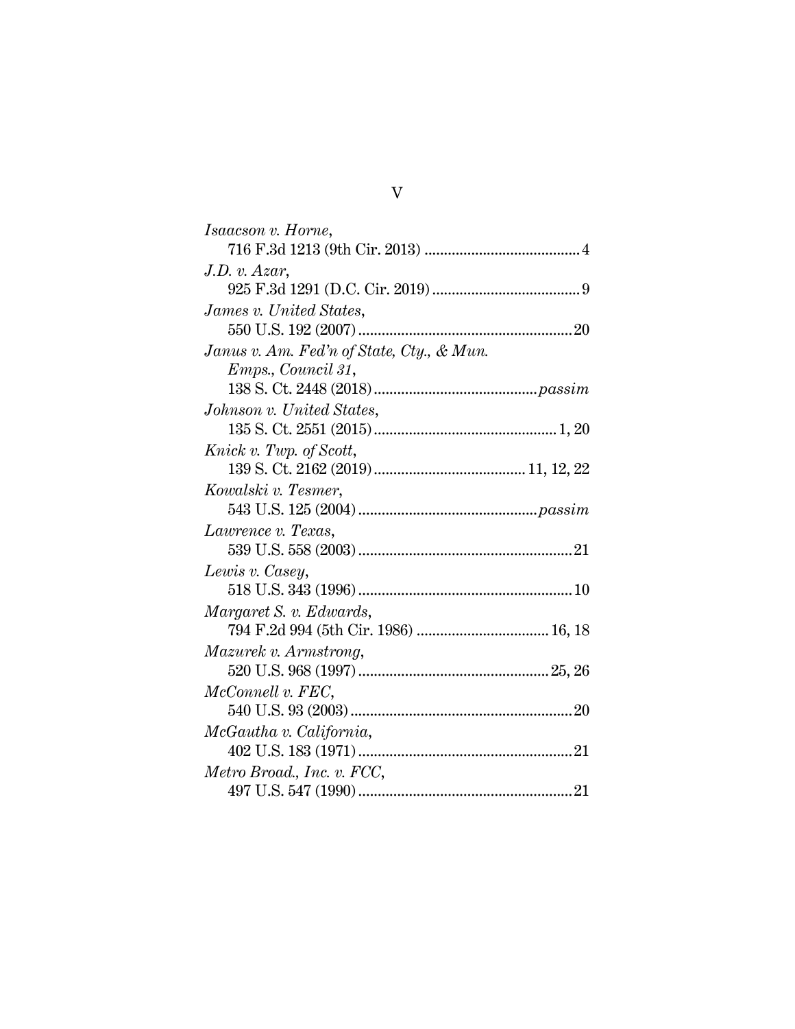*Isaacson v. Horne*,
716 F.3d 1213 (9th Cir. 2013) ........................................ 4

*J.D. v. Azar*,
925 F.3d 1291 (D.C. Cir. 2019) ...................................... 9

*James v. United States*,
550 U.S. 192 (2007) ....................................................... 20

*Janus v. Am. Fed'n of State, Cty., & Mun. Emps., Council 31*,
138 S. Ct. 2448 (2018) .......................................... *passim*

*Johnson v. United States*,
135 S. Ct. 2551 (2015) ............................................... 1, 20

*Knick v. Twp. of Scott*,
139 S. Ct. 2162 (2019) ....................................... 11, 12, 22

*Kowalski v. Tesmer*,
543 U.S. 125 (2004) ............................................. *passim*

*Lawrence v. Texas*,
539 U.S. 558 (2003) ....................................................... 21

*Lewis v. Casey*,
518 U.S. 343 (1996) ....................................................... 10

*Margaret S. v. Edwards*,
794 F.2d 994 (5th Cir. 1986) .................................. 16, 18

*Mazurek v. Armstrong*,
520 U.S. 968 (1997) ................................................ 25, 26

*McConnell v. FEC*,
540 U.S. 93 (2003) ......................................................... 20

*McGautha v. California*,
402 U.S. 183 (1971) ....................................................... 21

*Metro Broad., Inc. v. FCC*,
497 U.S. 547 (1990) ....................................................... 21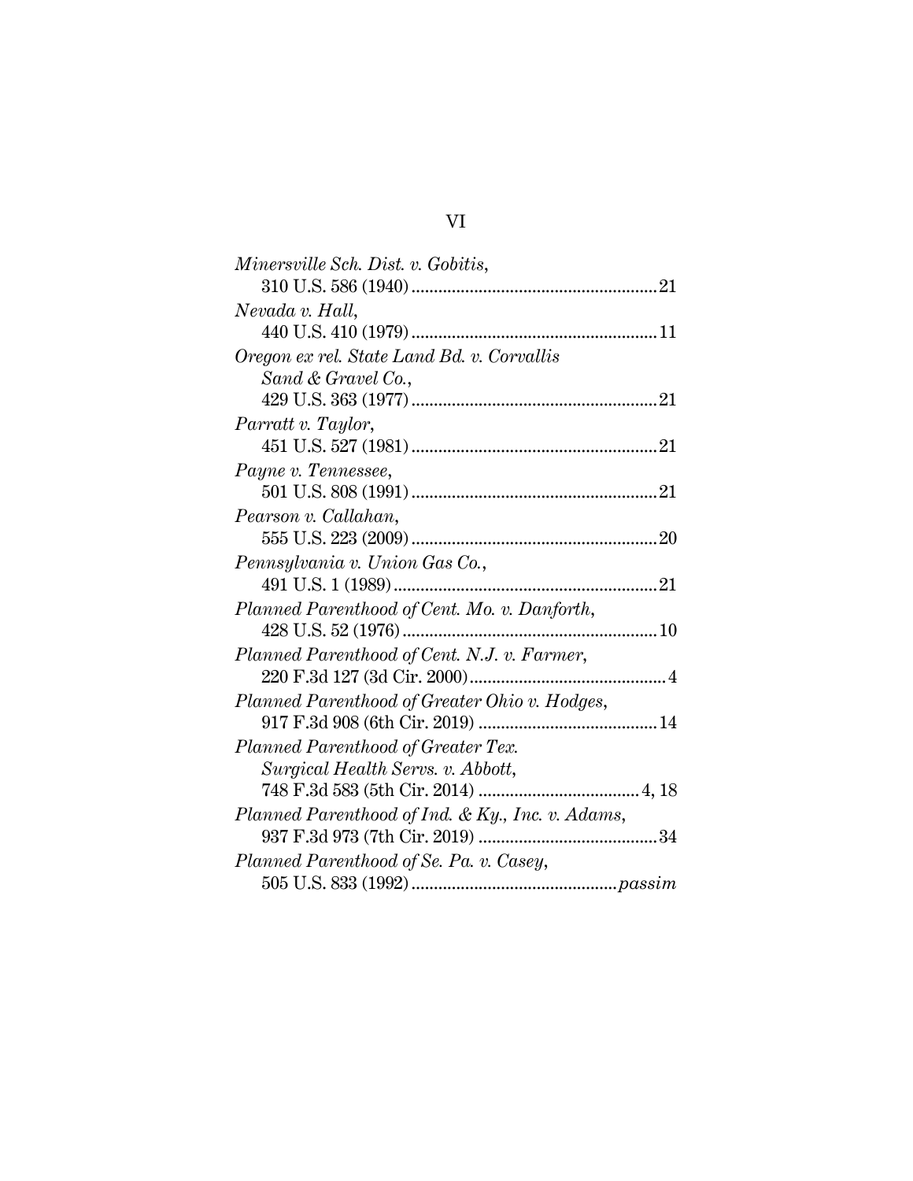*Minersville Sch. Dist. v. Gobitis*,
310 U.S. 586 (1940) ........................................................ 21

*Nevada v. Hall*,
440 U.S. 410 (1979) ........................................................ 11

*Oregon ex rel. State Land Bd. v. Corvallis Sand & Gravel Co.*,
429 U.S. 363 (1977) ........................................................ 21

*Parratt v. Taylor*,
451 U.S. 527 (1981) ........................................................ 21

*Payne v. Tennessee*,
501 U.S. 808 (1991) ........................................................ 21

*Pearson v. Callahan*,
555 U.S. 223 (2009) ........................................................ 20

*Pennsylvania v. Union Gas Co.*,
491 U.S. 1 (1989) ............................................................ 21

*Planned Parenthood of Cent. Mo. v. Danforth*,
428 U.S. 52 (1976) .......................................................... 10

*Planned Parenthood of Cent. N.J. v. Farmer*,
220 F.3d 127 (3d Cir. 2000) ............................................. 4

*Planned Parenthood of Greater Ohio v. Hodges*,
917 F.3d 908 (6th Cir. 2019) .......................................... 14

*Planned Parenthood of Greater Tex. Surgical Health Servs. v. Abbott*,
748 F.3d 583 (5th Cir. 2014) ...................................... 4, 18

*Planned Parenthood of Ind. & Ky., Inc. v. Adams*,
937 F.3d 973 (7th Cir. 2019) .......................................... 34

*Planned Parenthood of Se. Pa. v. Casey*,
505 U.S. 833 (1992) ............................................... *passim*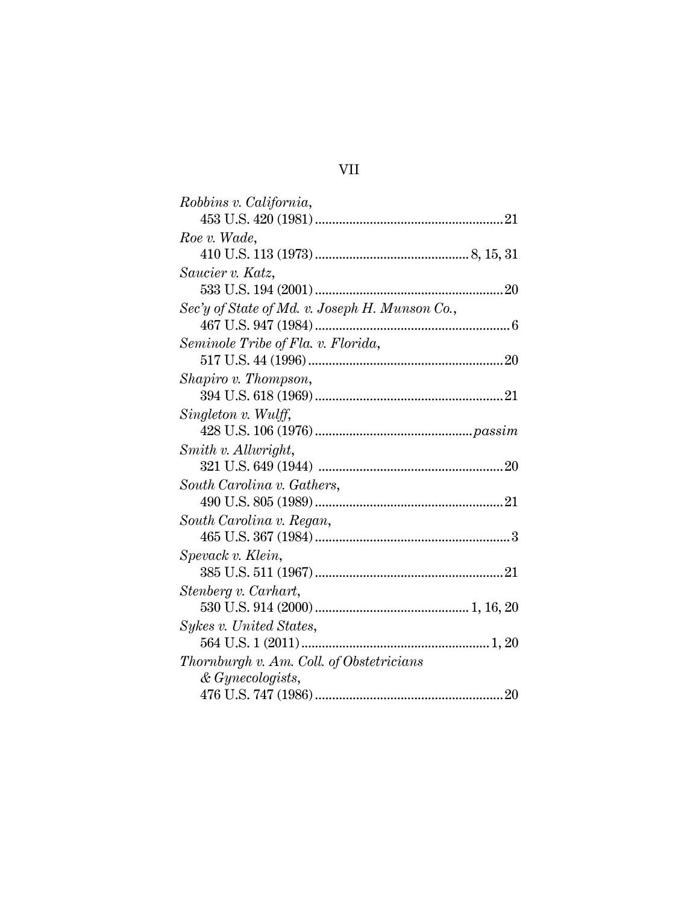*Robbins v. California*,
453 U.S. 420 (1981) ........................................................ 21

*Roe v. Wade*,
410 U.S. 113 (1973) ............................................ 8, 15, 31

*Saucier v. Katz*,
533 U.S. 194 (2001) ........................................................ 20

*Sec'y of State of Md. v. Joseph H. Munson Co.*,
467 U.S. 947 (1984) .......................................................... 6

*Seminole Tribe of Fla. v. Florida*,
517 U.S. 44 (1996) .......................................................... 20

*Shapiro v. Thompson*,
394 U.S. 618 (1969) ........................................................ 21

*Singleton v. Wulff*,
428 U.S. 106 (1976) ............................................. *passim*

*Smith v. Allwright*,
321 U.S. 649 (1944) ....................................................... 20

*South Carolina v. Gathers*,
490 U.S. 805 (1989) ........................................................ 21

*South Carolina v. Regan*,
465 U.S. 367 (1984) .......................................................... 3

*Spevack v. Klein*,
385 U.S. 511 (1967) ........................................................ 21

*Stenberg v. Carhart*,
530 U.S. 914 (2000) ............................................ 1, 16, 20

*Sykes v. United States*,
564 U.S. 1 (2011) ........................................................ 1, 20

*Thornburgh v. Am. Coll. of Obstetricians & Gynecologists*,
476 U.S. 747 (1986) ........................................................ 20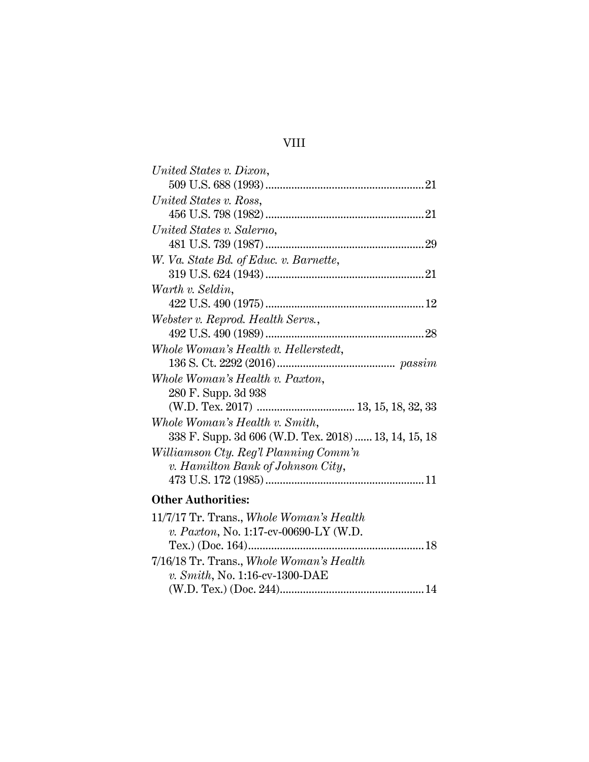*United States v. Dixon*,
509 U.S. 688 (1993) ........................................................ 21

*United States v. Ross*,
456 U.S. 798 (1982) ........................................................ 21

*United States v. Salerno*,
481 U.S. 739 (1987) ........................................................ 29

*W. Va. State Bd. of Educ. v. Barnette*,
319 U.S. 624 (1943) ........................................................ 21

*Warth v. Seldin*,
422 U.S. 490 (1975) ........................................................ 12

*Webster v. Reprod. Health Servs.*,
492 U.S. 490 (1989) ........................................................ 28

*Whole Woman's Health v. Hellerstedt*,
136 S. Ct. 2292 (2016) .......................................... *passim*

*Whole Woman's Health v. Paxton*,
280 F. Supp. 3d 938
(W.D. Tex. 2017) .................................. 13, 15, 18, 32, 33

*Whole Woman's Health v. Smith*,
338 F. Supp. 3d 606 (W.D. Tex. 2018) ...... 13, 14, 15, 18

*Williamson Cty. Reg'l Planning Comm'n v. Hamilton Bank of Johnson City*,
473 U.S. 172 (1985) ........................................................ 11

**Other Authorities:**

11/7/17 Tr. Trans., *Whole Woman's Health v. Paxton*, No. 1:17-cv-00690-LY (W.D. Tex.) (Doc. 164) ............................................................ 18

7/16/18 Tr. Trans., *Whole Woman's Health v. Smith*, No. 1:16-cv-1300-DAE (W.D. Tex.) (Doc. 244) ................................................. 14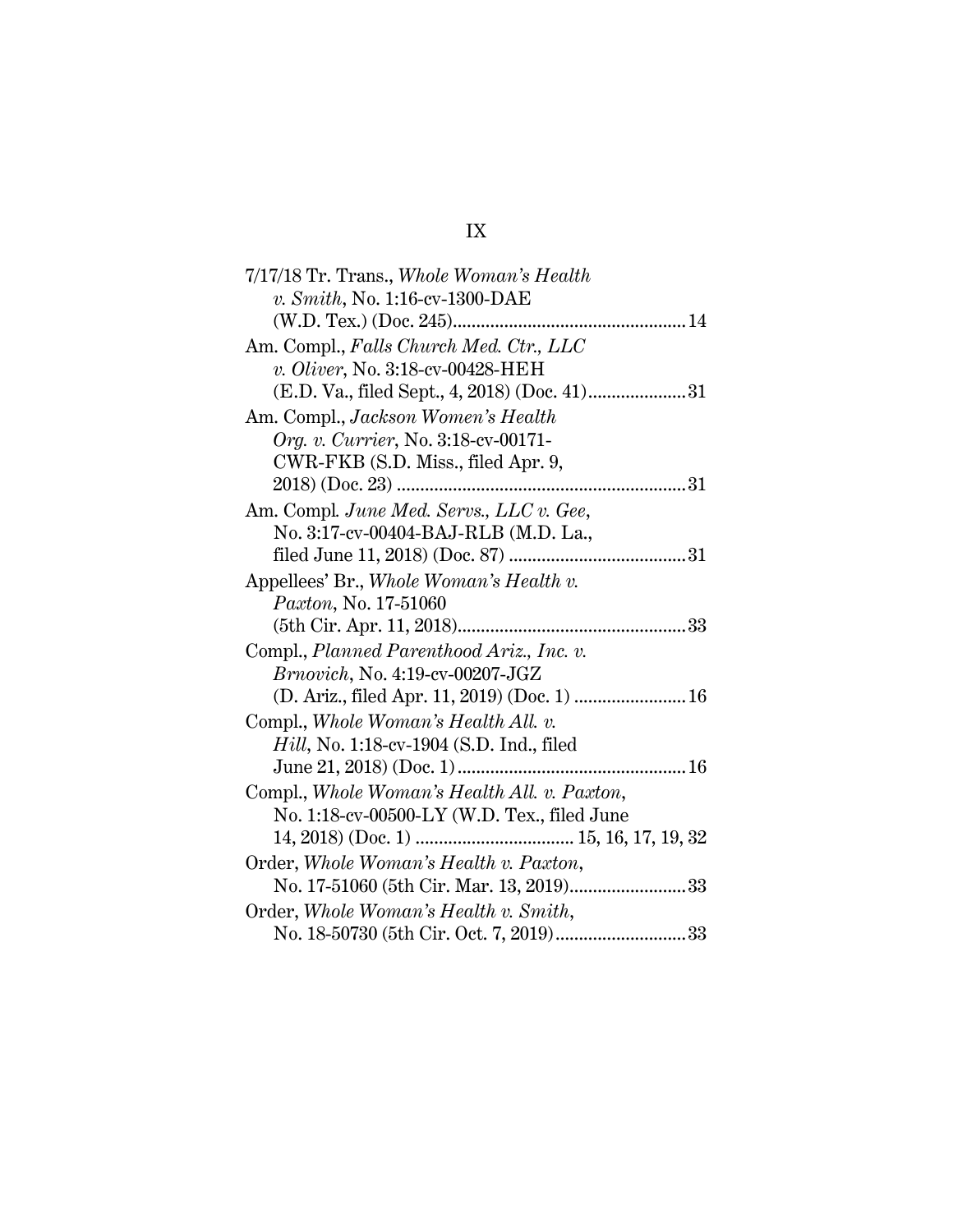7/17/18 Tr. Trans., *Whole Woman's Health v. Smith*, No. 1:16-cv-1300-DAE (W.D. Tex.) (Doc. 245)....................................................14

Am. Compl., *Falls Church Med. Ctr., LLC v. Oliver*, No. 3:18-cv-00428-HEH (E.D. Va., filed Sept., 4, 2018) (Doc. 41)......................31

Am. Compl., *Jackson Women's Health Org. v. Currier*, No. 3:18-cv-00171-CWR-FKB (S.D. Miss., filed Apr. 9, 2018) (Doc. 23) ...............................................................31

Am. Compl. *June Med. Servs., LLC v. Gee*, No. 3:17-cv-00404-BAJ-RLB (M.D. La., filed June 11, 2018) (Doc. 87) .......................................31

Appellees' Br., *Whole Woman's Health v. Paxton*, No. 17-51060 (5th Cir. Apr. 11, 2018)..................................................33

Compl., *Planned Parenthood Ariz., Inc. v. Brnovich*, No. 4:19-cv-00207-JGZ (D. Ariz., filed Apr. 11, 2019) (Doc. 1) .........................16

Compl., *Whole Woman's Health All. v. Hill*, No. 1:18-cv-1904 (S.D. Ind., filed June 21, 2018) (Doc. 1)..................................................16

Compl., *Whole Woman's Health All. v. Paxton*, No. 1:18-cv-00500-LY (W.D. Tex., filed June 14, 2018) (Doc. 1) .................................. 15, 16, 17, 19, 32

Order, *Whole Woman's Health v. Paxton*, No. 17-51060 (5th Cir. Mar. 13, 2019)..........................33

Order, *Whole Woman's Health v. Smith*, No. 18-50730 (5th Cir. Oct. 7, 2019)............................33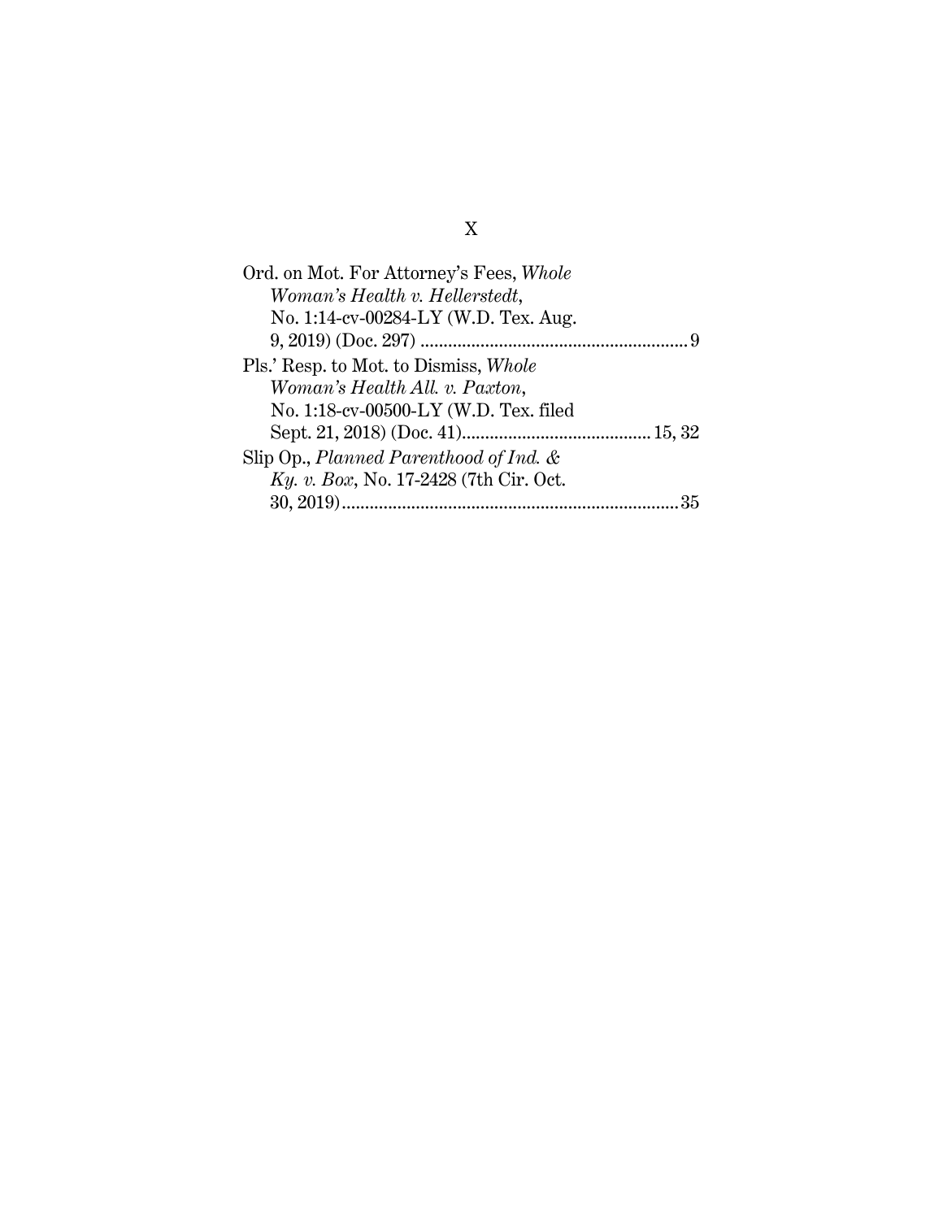Ord. on Mot. For Attorney's Fees, *Whole Woman's Health v. Hellerstedt*, No. 1:14-cv-00284-LY (W.D. Tex. Aug. 9, 2019) (Doc. 297) ........................................................ 9

Pls.' Resp. to Mot. to Dismiss, *Whole Woman's Health All. v. Paxton*, No. 1:18-cv-00500-LY (W.D. Tex. filed Sept. 21, 2018) (Doc. 41)......................................... 15, 32

Slip Op., *Planned Parenthood of Ind. & Ky. v. Box*, No. 17-2428 (7th Cir. Oct. 30, 2019)........................................................................35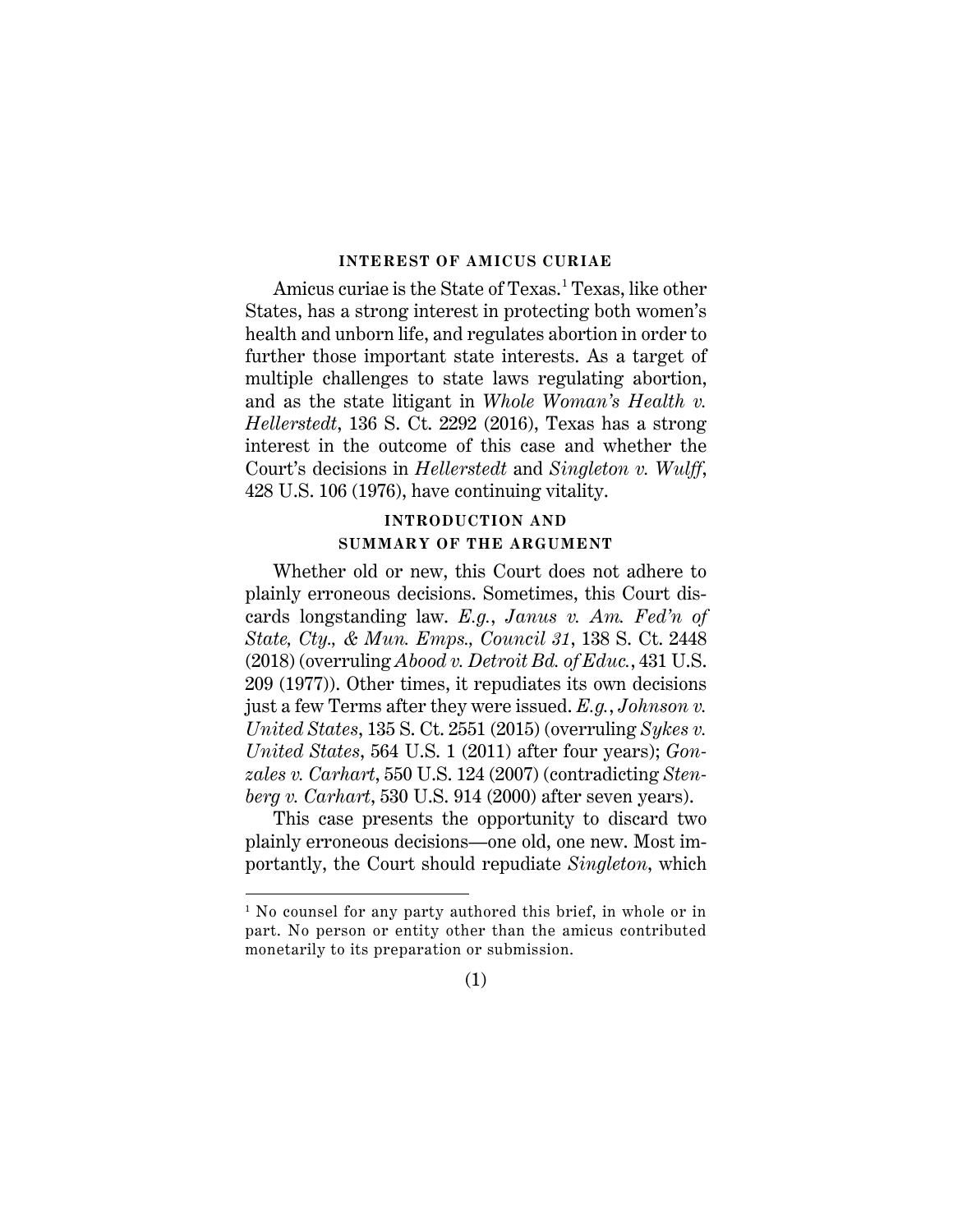## INTEREST OF AMICUS CURIAE

Amicus curiae is the State of Texas.[1] Texas, like other States, has a strong interest in protecting both women's health and unborn life, and regulates abortion in order to further those important state interests. As a target of multiple challenges to state laws regulating abortion, and as the state litigant in *Whole Woman's Health v. Hellerstedt*, 136 S. Ct. 2292 (2016), Texas has a strong interest in the outcome of this case and whether the Court's decisions in *Hellerstedt* and *Singleton v. Wulff*, 428 U.S. 106 (1976), have continuing vitality.

## INTRODUCTION AND SUMMARY OF THE ARGUMENT

Whether old or new, this Court does not adhere to plainly erroneous decisions. Sometimes, this Court discards longstanding law. *E.g.*, *Janus v. Am. Fed'n of State, Cty., & Mun. Emps., Council 31*, 138 S. Ct. 2448 (2018) (overruling *Abood v. Detroit Bd. of Educ.*, 431 U.S. 209 (1977)). Other times, it repudiates its own decisions just a few Terms after they were issued. *E.g.*, *Johnson v. United States*, 135 S. Ct. 2551 (2015) (overruling *Sykes v. United States*, 564 U.S. 1 (2011) after four years); *Gonzales v. Carhart*, 550 U.S. 124 (2007) (contradicting *Stenberg v. Carhart*, 530 U.S. 914 (2000) after seven years).

This case presents the opportunity to discard two plainly erroneous decisions—one old, one new. Most importantly, the Court should repudiate *Singleton*, which

[1] No counsel for any party authored this brief, in whole or in part. No person or entity other than the amicus contributed monetarily to its preparation or submission.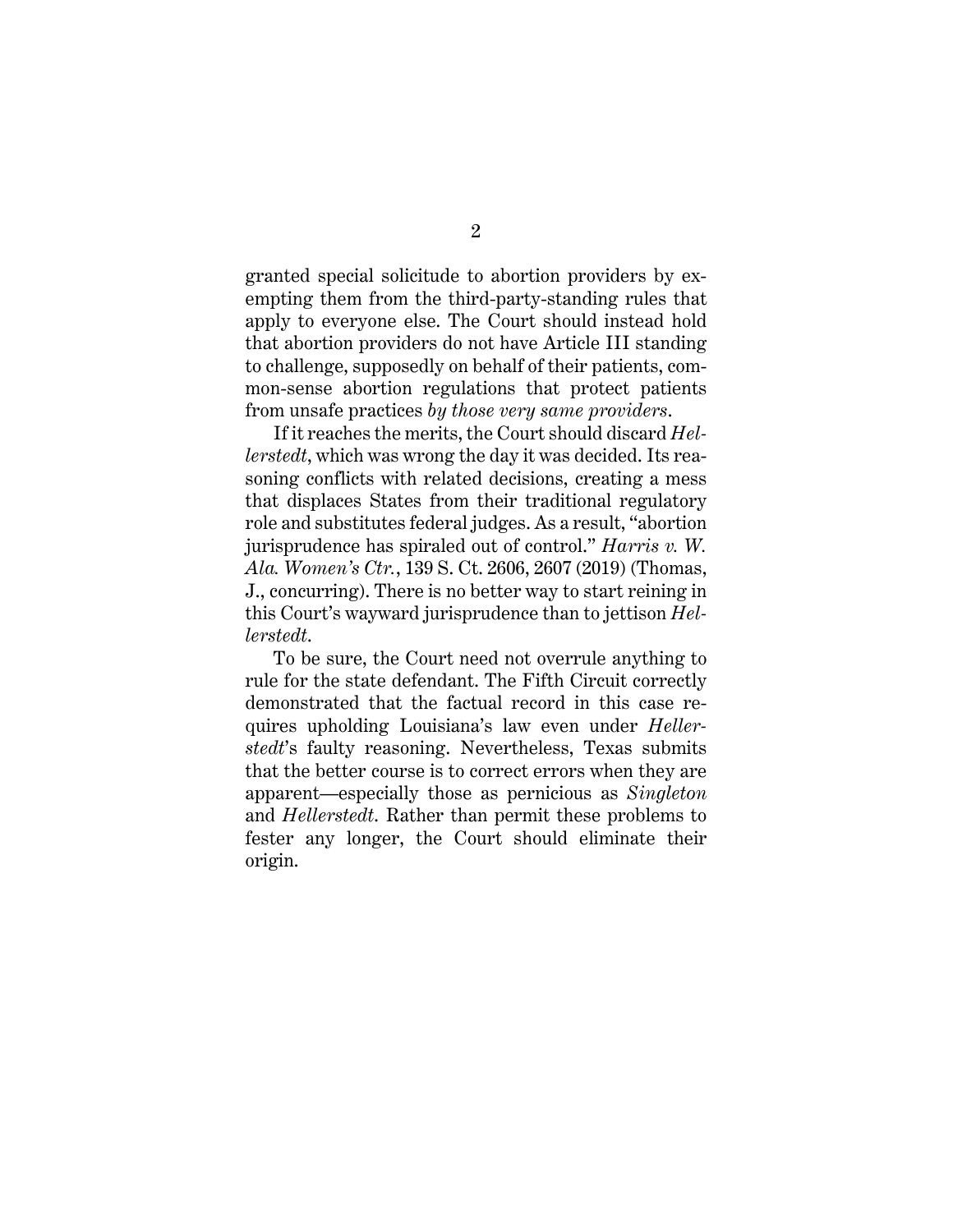granted special solicitude to abortion providers by exempting them from the third-party-standing rules that apply to everyone else. The Court should instead hold that abortion providers do not have Article III standing to challenge, supposedly on behalf of their patients, common-sense abortion regulations that protect patients from unsafe practices *by those very same providers*.

If it reaches the merits, the Court should discard *Hellerstedt*, which was wrong the day it was decided. Its reasoning conflicts with related decisions, creating a mess that displaces States from their traditional regulatory role and substitutes federal judges. As a result, "abortion jurisprudence has spiraled out of control." *Harris v. W. Ala. Women's Ctr.*, 139 S. Ct. 2606, 2607 (2019) (Thomas, J., concurring). There is no better way to start reining in this Court's wayward jurisprudence than to jettison *Hellerstedt*.

To be sure, the Court need not overrule anything to rule for the state defendant. The Fifth Circuit correctly demonstrated that the factual record in this case requires upholding Louisiana's law even under *Hellerstedt*'s faulty reasoning. Nevertheless, Texas submits that the better course is to correct errors when they are apparent—especially those as pernicious as *Singleton* and *Hellerstedt*. Rather than permit these problems to fester any longer, the Court should eliminate their origin.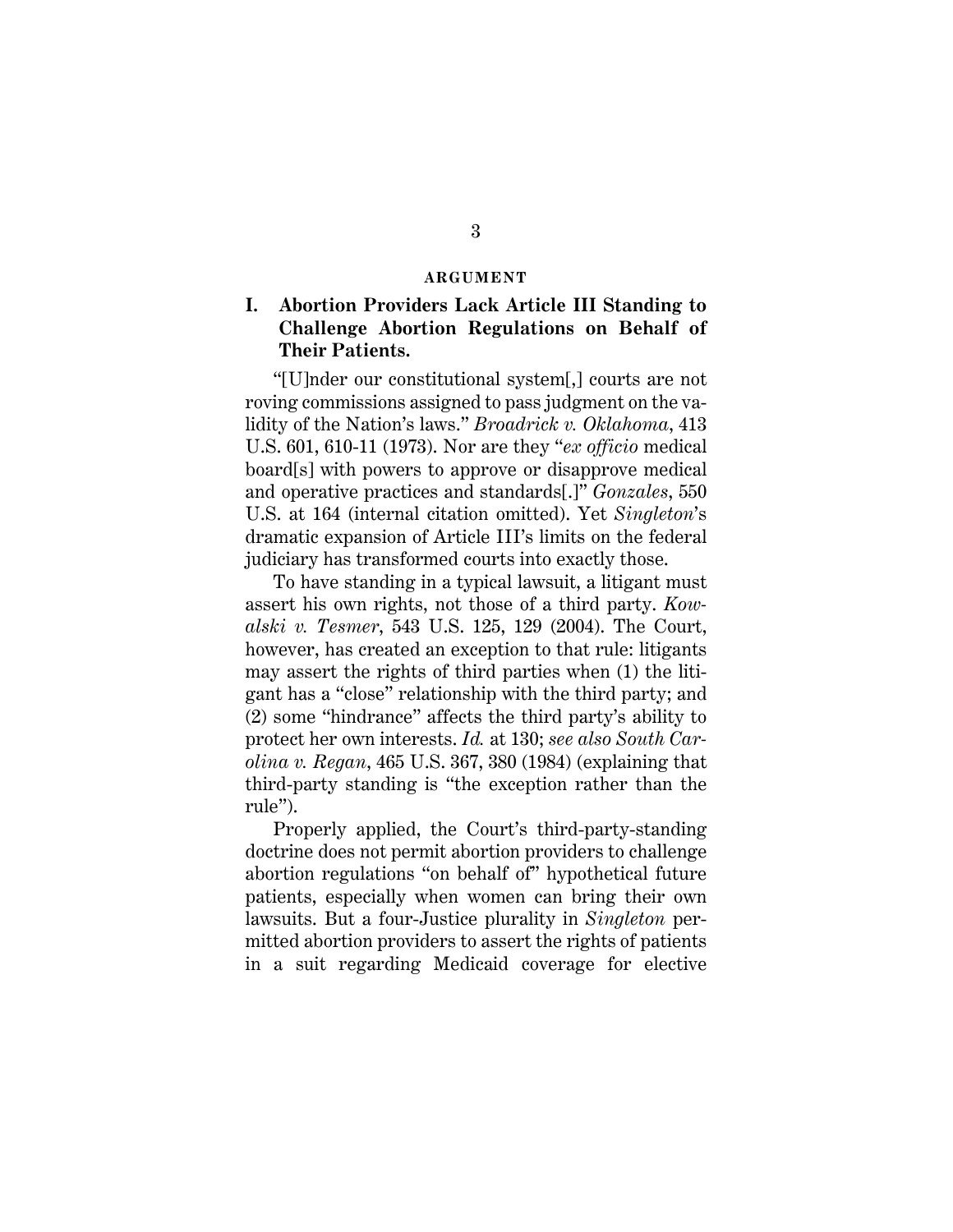## ARGUMENT

### I. Abortion Providers Lack Article III Standing to Challenge Abortion Regulations on Behalf of Their Patients.

"[U]nder our constitutional system[,] courts are not roving commissions assigned to pass judgment on the validity of the Nation's laws." *Broadrick v. Oklahoma*, 413 U.S. 601, 610-11 (1973). Nor are they "*ex officio* medical board[s] with powers to approve or disapprove medical and operative practices and standards[.]" *Gonzales*, 550 U.S. at 164 (internal citation omitted). Yet *Singleton*'s dramatic expansion of Article III's limits on the federal judiciary has transformed courts into exactly those.

To have standing in a typical lawsuit, a litigant must assert his own rights, not those of a third party. *Kowalski v. Tesmer*, 543 U.S. 125, 129 (2004). The Court, however, has created an exception to that rule: litigants may assert the rights of third parties when (1) the litigant has a "close" relationship with the third party; and (2) some "hindrance" affects the third party's ability to protect her own interests. *Id.* at 130; *see also South Carolina v. Regan*, 465 U.S. 367, 380 (1984) (explaining that third-party standing is "the exception rather than the rule").

Properly applied, the Court's third-party-standing doctrine does not permit abortion providers to challenge abortion regulations "on behalf of" hypothetical future patients, especially when women can bring their own lawsuits. But a four-Justice plurality in *Singleton* permitted abortion providers to assert the rights of patients in a suit regarding Medicaid coverage for elective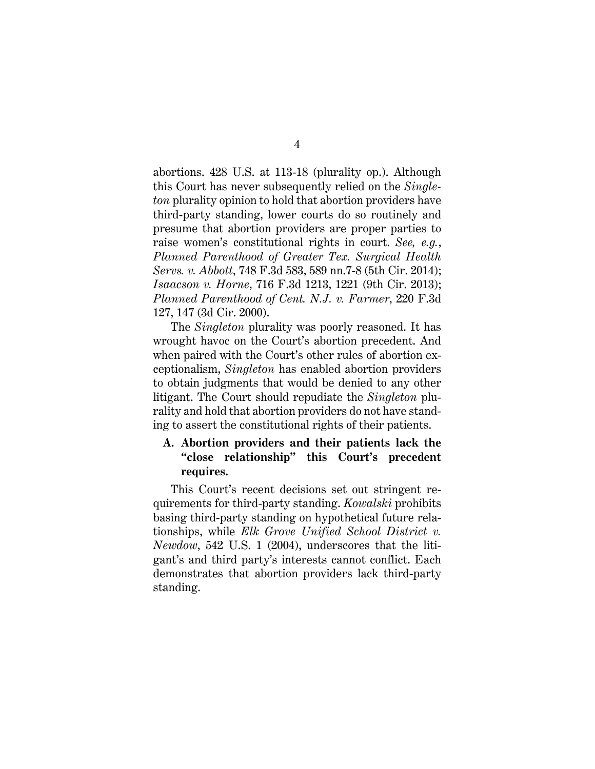abortions. 428 U.S. at 113-18 (plurality op.). Although this Court has never subsequently relied on the *Singleton* plurality opinion to hold that abortion providers have third-party standing, lower courts do so routinely and presume that abortion providers are proper parties to raise women's constitutional rights in court. *See, e.g.*, *Planned Parenthood of Greater Tex. Surgical Health Servs. v. Abbott*, 748 F.3d 583, 589 nn.7-8 (5th Cir. 2014); *Isaacson v. Horne*, 716 F.3d 1213, 1221 (9th Cir. 2013); *Planned Parenthood of Cent. N.J. v. Farmer*, 220 F.3d 127, 147 (3d Cir. 2000).

The *Singleton* plurality was poorly reasoned. It has wrought havoc on the Court's abortion precedent. And when paired with the Court's other rules of abortion exceptionalism, *Singleton* has enabled abortion providers to obtain judgments that would be denied to any other litigant. The Court should repudiate the *Singleton* plurality and hold that abortion providers do not have standing to assert the constitutional rights of their patients.

### A. Abortion providers and their patients lack the "close relationship" this Court's precedent requires.

This Court's recent decisions set out stringent requirements for third-party standing. *Kowalski* prohibits basing third-party standing on hypothetical future relationships, while *Elk Grove Unified School District v. Newdow*, 542 U.S. 1 (2004), underscores that the litigant's and third party's interests cannot conflict. Each demonstrates that abortion providers lack third-party standing.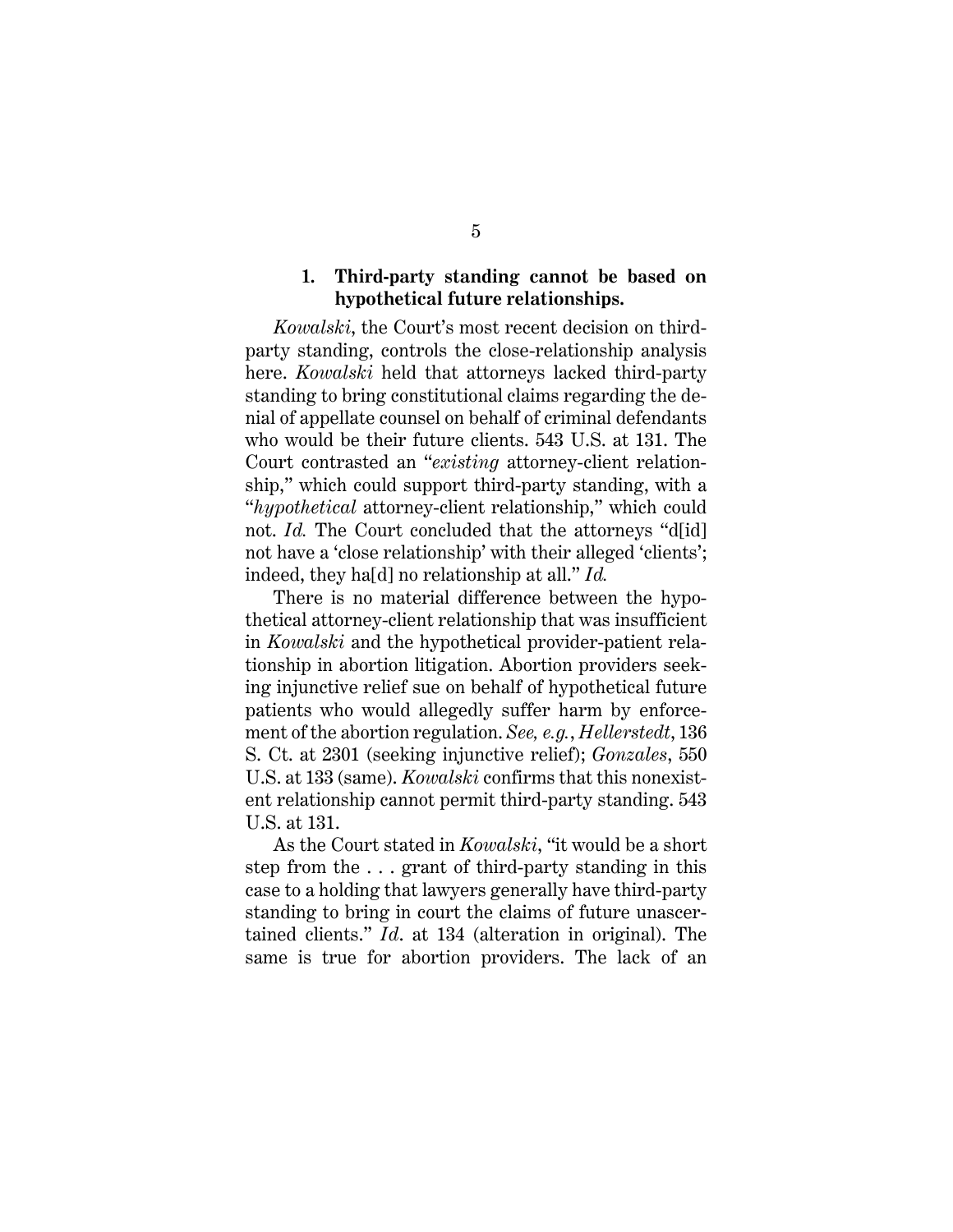### 1. Third-party standing cannot be based on hypothetical future relationships.

*Kowalski*, the Court's most recent decision on third-party standing, controls the close-relationship analysis here. *Kowalski* held that attorneys lacked third-party standing to bring constitutional claims regarding the denial of appellate counsel on behalf of criminal defendants who would be their future clients. 543 U.S. at 131. The Court contrasted an "*existing* attorney-client relationship," which could support third-party standing, with a "*hypothetical* attorney-client relationship," which could not. *Id.* The Court concluded that the attorneys "d[id] not have a 'close relationship' with their alleged 'clients'; indeed, they ha[d] no relationship at all." *Id.*

There is no material difference between the hypothetical attorney-client relationship that was insufficient in *Kowalski* and the hypothetical provider-patient relationship in abortion litigation. Abortion providers seeking injunctive relief sue on behalf of hypothetical future patients who would allegedly suffer harm by enforcement of the abortion regulation. *See, e.g.*, *Hellerstedt*, 136 S. Ct. at 2301 (seeking injunctive relief); *Gonzales*, 550 U.S. at 133 (same). *Kowalski* confirms that this nonexistent relationship cannot permit third-party standing. 543 U.S. at 131.

As the Court stated in *Kowalski*, "it would be a short step from the . . . grant of third-party standing in this case to a holding that lawyers generally have third-party standing to bring in court the claims of future unascertained clients." *Id*. at 134 (alteration in original). The same is true for abortion providers. The lack of an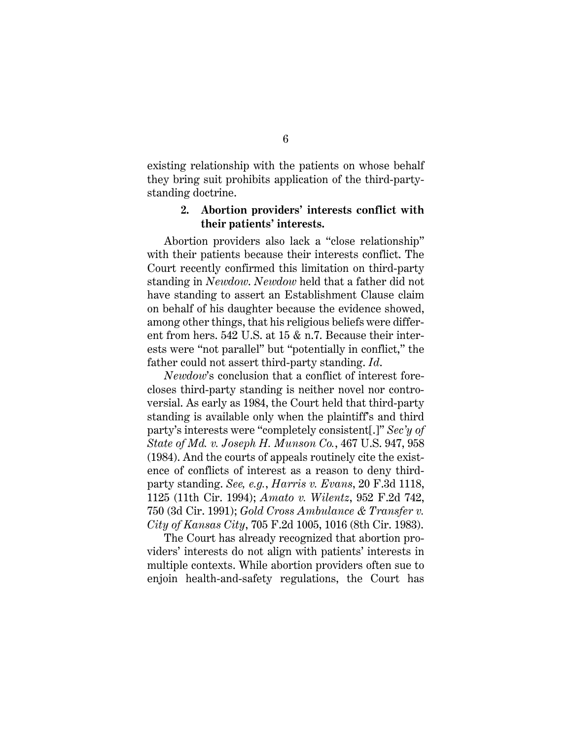existing relationship with the patients on whose behalf they bring suit prohibits application of the third-party-standing doctrine.

### 2. Abortion providers' interests conflict with their patients' interests.

Abortion providers also lack a "close relationship" with their patients because their interests conflict. The Court recently confirmed this limitation on third-party standing in *Newdow*. *Newdow* held that a father did not have standing to assert an Establishment Clause claim on behalf of his daughter because the evidence showed, among other things, that his religious beliefs were different from hers. 542 U.S. at 15 & n.7. Because their interests were "not parallel" but "potentially in conflict," the father could not assert third-party standing. *Id.*

*Newdow*'s conclusion that a conflict of interest forecloses third-party standing is neither novel nor controversial. As early as 1984, the Court held that third-party standing is available only when the plaintiff's and third party's interests were "completely consistent[.]" *Sec'y of State of Md. v. Joseph H. Munson Co.*, 467 U.S. 947, 958 (1984). And the courts of appeals routinely cite the existence of conflicts of interest as a reason to deny third-party standing. *See, e.g.*, *Harris v. Evans*, 20 F.3d 1118, 1125 (11th Cir. 1994); *Amato v. Wilentz*, 952 F.2d 742, 750 (3d Cir. 1991); *Gold Cross Ambulance & Transfer v. City of Kansas City*, 705 F.2d 1005, 1016 (8th Cir. 1983).

The Court has already recognized that abortion providers' interests do not align with patients' interests in multiple contexts. While abortion providers often sue to enjoin health-and-safety regulations, the Court has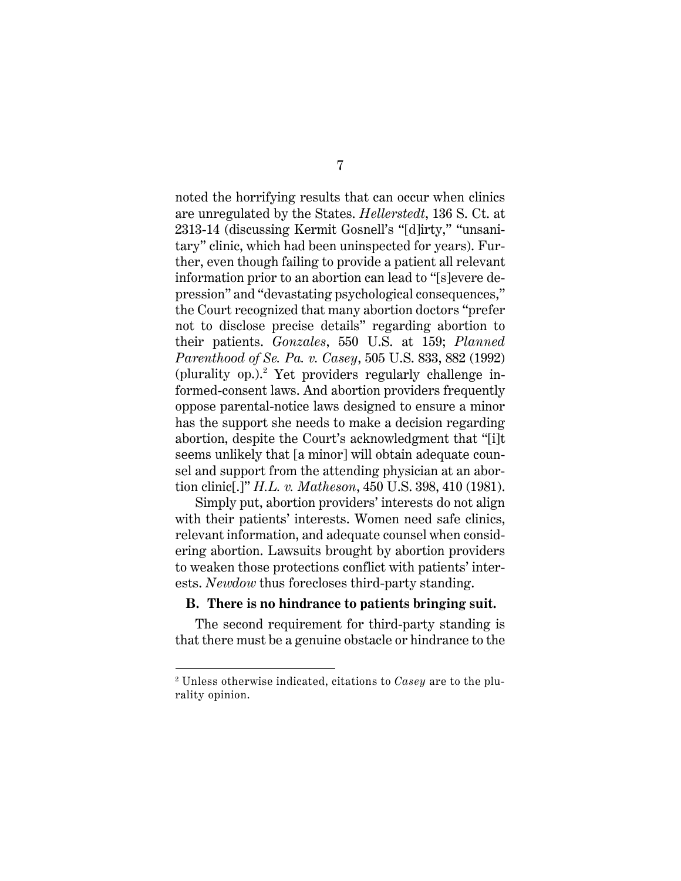noted the horrifying results that can occur when clinics are unregulated by the States. *Hellerstedt*, 136 S. Ct. at 2313-14 (discussing Kermit Gosnell's "[d]irty," "unsanitary" clinic, which had been uninspected for years). Further, even though failing to provide a patient all relevant information prior to an abortion can lead to "[s]evere depression" and "devastating psychological consequences," the Court recognized that many abortion doctors "prefer not to disclose precise details" regarding abortion to their patients. *Gonzales*, 550 U.S. at 159; *Planned Parenthood of Se. Pa. v. Casey*, 505 U.S. 833, 882 (1992) (plurality op.).[2] Yet providers regularly challenge informed-consent laws. And abortion providers frequently oppose parental-notice laws designed to ensure a minor has the support she needs to make a decision regarding abortion, despite the Court's acknowledgment that "[i]t seems unlikely that [a minor] will obtain adequate counsel and support from the attending physician at an abortion clinic[.]" *H.L. v. Matheson*, 450 U.S. 398, 410 (1981).

Simply put, abortion providers' interests do not align with their patients' interests. Women need safe clinics, relevant information, and adequate counsel when considering abortion. Lawsuits brought by abortion providers to weaken those protections conflict with patients' interests. *Newdow* thus forecloses third-party standing.

### B. There is no hindrance to patients bringing suit.

The second requirement for third-party standing is that there must be a genuine obstacle or hindrance to the

---

[2] Unless otherwise indicated, citations to *Casey* are to the plurality opinion.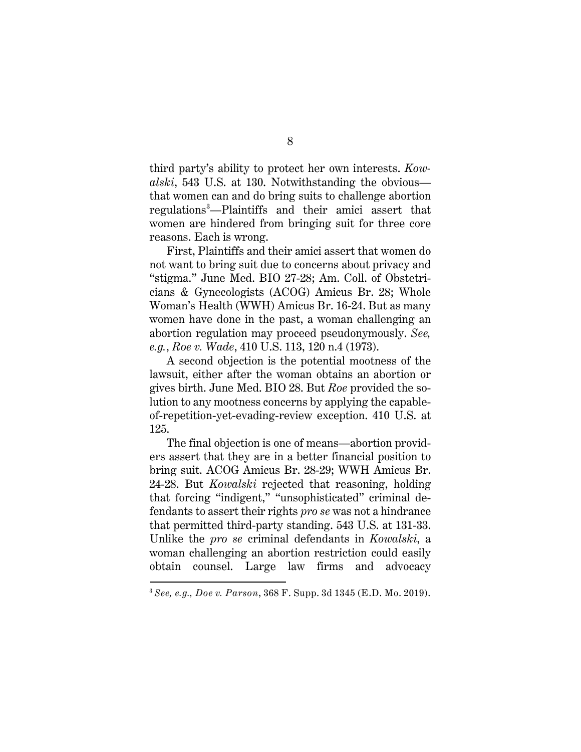third party's ability to protect her own interests. *Kowalski*, 543 U.S. at 130. Notwithstanding the obvious—that women can and do bring suits to challenge abortion regulations[3]—Plaintiffs and their amici assert that women are hindered from bringing suit for three core reasons. Each is wrong.

First, Plaintiffs and their amici assert that women do not want to bring suit due to concerns about privacy and "stigma." June Med. BIO 27-28; Am. Coll. of Obstetricians & Gynecologists (ACOG) Amicus Br. 28; Whole Woman's Health (WWH) Amicus Br. 16-24. But as many women have done in the past, a woman challenging an abortion regulation may proceed pseudonymously. *See, e.g.*, *Roe v. Wade*, 410 U.S. 113, 120 n.4 (1973).

A second objection is the potential mootness of the lawsuit, either after the woman obtains an abortion or gives birth. June Med. BIO 28. But *Roe* provided the solution to any mootness concerns by applying the capable-of-repetition-yet-evading-review exception. 410 U.S. at 125.

The final objection is one of means—abortion providers assert that they are in a better financial position to bring suit. ACOG Amicus Br. 28-29; WWH Amicus Br. 24-28. But *Kowalski* rejected that reasoning, holding that forcing "indigent," "unsophisticated" criminal defendants to assert their rights *pro se* was not a hindrance that permitted third-party standing. 543 U.S. at 131-33. Unlike the *pro se* criminal defendants in *Kowalski*, a woman challenging an abortion restriction could easily obtain counsel. Large law firms and advocacy

[3] *See, e.g., Doe v. Parson*, 368 F. Supp. 3d 1345 (E.D. Mo. 2019).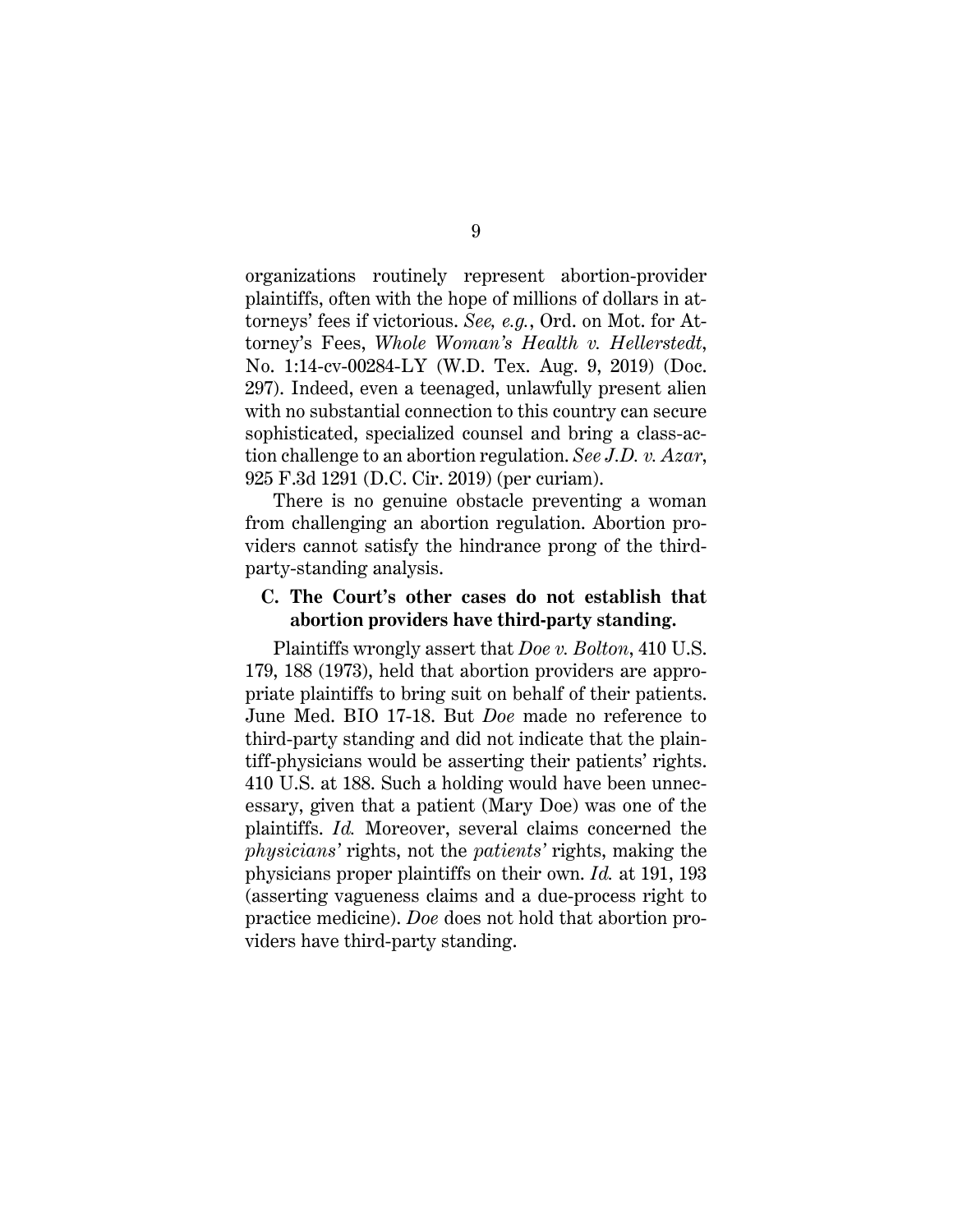organizations routinely represent abortion-provider plaintiffs, often with the hope of millions of dollars in attorneys' fees if victorious. *See, e.g.*, Ord. on Mot. for Attorney's Fees, *Whole Woman's Health v. Hellerstedt*, No. 1:14-cv-00284-LY (W.D. Tex. Aug. 9, 2019) (Doc. 297). Indeed, even a teenaged, unlawfully present alien with no substantial connection to this country can secure sophisticated, specialized counsel and bring a class-action challenge to an abortion regulation. *See J.D. v. Azar*, 925 F.3d 1291 (D.C. Cir. 2019) (per curiam).

There is no genuine obstacle preventing a woman from challenging an abortion regulation. Abortion providers cannot satisfy the hindrance prong of the third-party-standing analysis.

### C. The Court's other cases do not establish that abortion providers have third-party standing.

Plaintiffs wrongly assert that *Doe v. Bolton*, 410 U.S. 179, 188 (1973), held that abortion providers are appropriate plaintiffs to bring suit on behalf of their patients. June Med. BIO 17-18. But *Doe* made no reference to third-party standing and did not indicate that the plaintiff-physicians would be asserting their patients' rights. 410 U.S. at 188. Such a holding would have been unnecessary, given that a patient (Mary Doe) was one of the plaintiffs. *Id.* Moreover, several claims concerned the *physicians'* rights, not the *patients'* rights, making the physicians proper plaintiffs on their own. *Id.* at 191, 193 (asserting vagueness claims and a due-process right to practice medicine). *Doe* does not hold that abortion providers have third-party standing.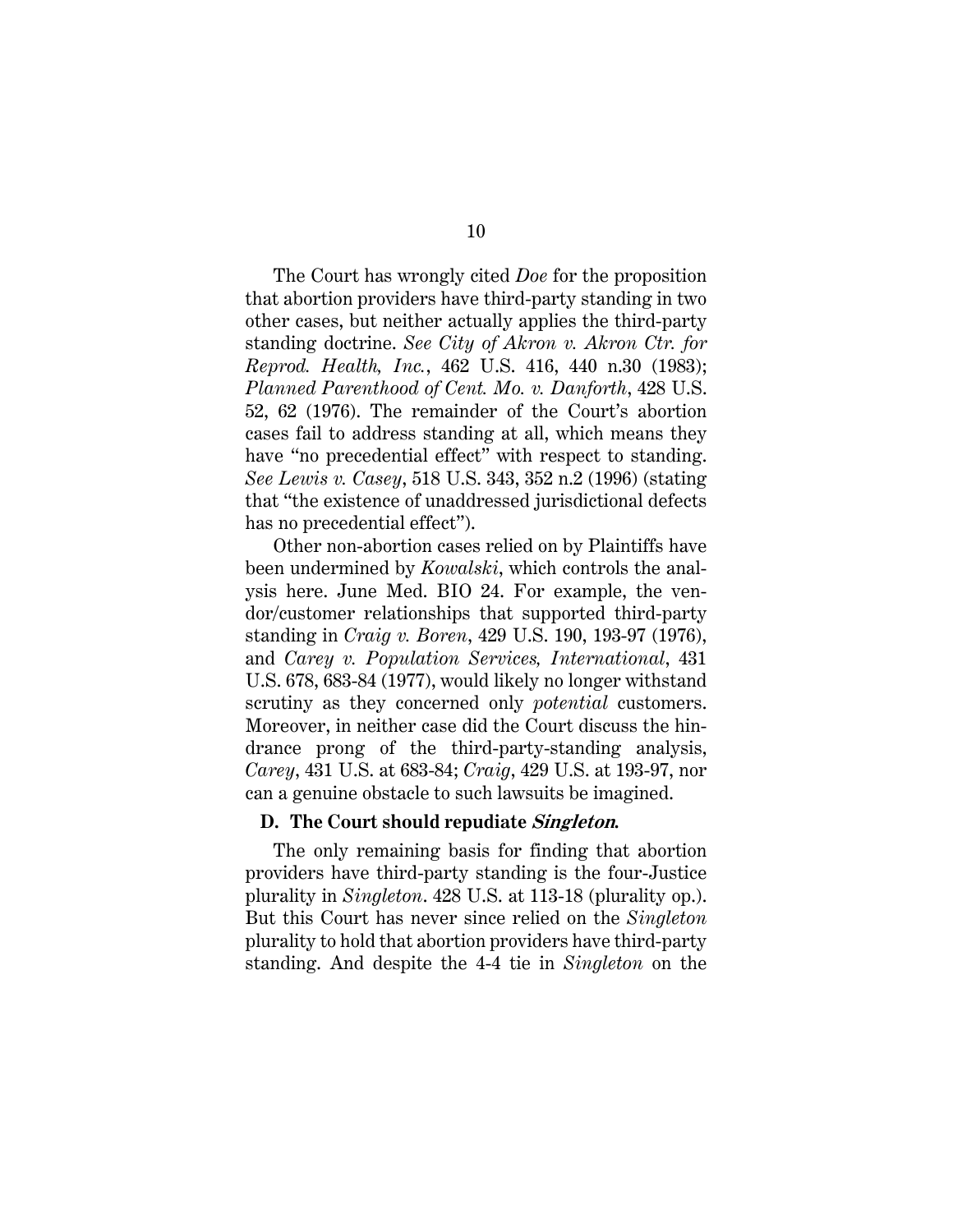The Court has wrongly cited *Doe* for the proposition that abortion providers have third-party standing in two other cases, but neither actually applies the third-party standing doctrine. *See City of Akron v. Akron Ctr. for Reprod. Health, Inc.*, 462 U.S. 416, 440 n.30 (1983); *Planned Parenthood of Cent. Mo. v. Danforth*, 428 U.S. 52, 62 (1976). The remainder of the Court's abortion cases fail to address standing at all, which means they have "no precedential effect" with respect to standing. *See Lewis v. Casey*, 518 U.S. 343, 352 n.2 (1996) (stating that "the existence of unaddressed jurisdictional defects has no precedential effect").

Other non-abortion cases relied on by Plaintiffs have been undermined by *Kowalski*, which controls the analysis here. June Med. BIO 24. For example, the vendor/customer relationships that supported third-party standing in *Craig v. Boren*, 429 U.S. 190, 193-97 (1976), and *Carey v. Population Services, International*, 431 U.S. 678, 683-84 (1977), would likely no longer withstand scrutiny as they concerned only *potential* customers. Moreover, in neither case did the Court discuss the hindrance prong of the third-party-standing analysis, *Carey*, 431 U.S. at 683-84; *Craig*, 429 U.S. at 193-97, nor can a genuine obstacle to such lawsuits be imagined.

### D. The Court should repudiate *Singleton*.

The only remaining basis for finding that abortion providers have third-party standing is the four-Justice plurality in *Singleton*. 428 U.S. at 113-18 (plurality op.). But this Court has never since relied on the *Singleton* plurality to hold that abortion providers have third-party standing. And despite the 4-4 tie in *Singleton* on the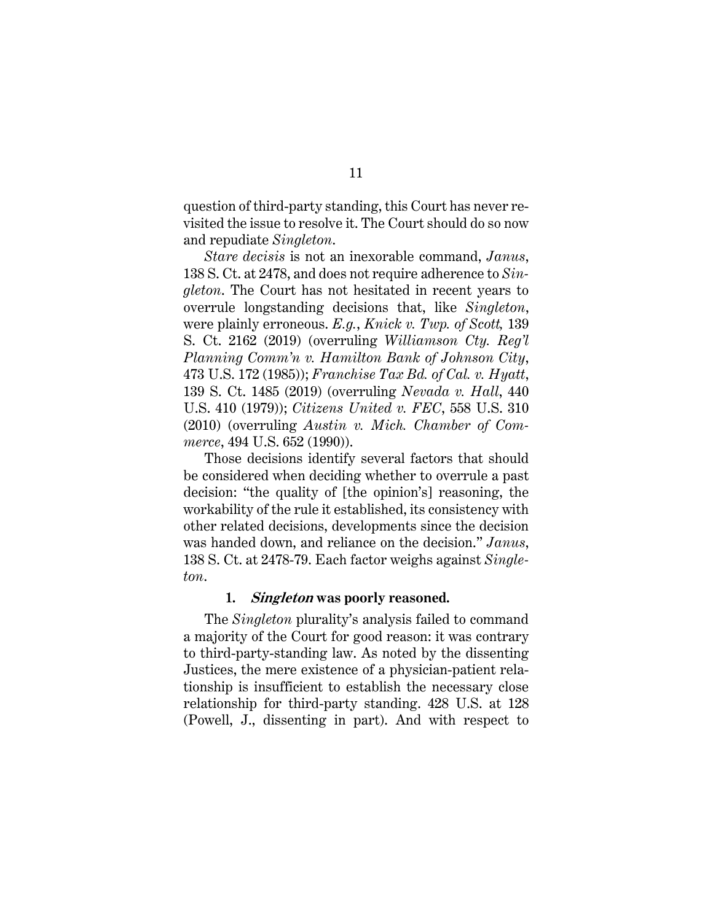question of third-party standing, this Court has never revisited the issue to resolve it. The Court should do so now and repudiate *Singleton*.

*Stare decisis* is not an inexorable command, *Janus*, 138 S. Ct. at 2478, and does not require adherence to *Singleton*. The Court has not hesitated in recent years to overrule longstanding decisions that, like *Singleton*, were plainly erroneous. *E.g.*, *Knick v. Twp. of Scott,* 139 S. Ct. 2162 (2019) (overruling *Williamson Cty. Reg'l Planning Comm'n v. Hamilton Bank of Johnson City*, 473 U.S. 172 (1985)); *Franchise Tax Bd. of Cal. v. Hyatt*, 139 S. Ct. 1485 (2019) (overruling *Nevada v. Hall*, 440 U.S. 410 (1979)); *Citizens United v. FEC*, 558 U.S. 310 (2010) (overruling *Austin v. Mich. Chamber of Commerce*, 494 U.S. 652 (1990)).

Those decisions identify several factors that should be considered when deciding whether to overrule a past decision: "the quality of [the opinion's] reasoning, the workability of the rule it established, its consistency with other related decisions, developments since the decision was handed down, and reliance on the decision." *Janus*, 138 S. Ct. at 2478-79. Each factor weighs against *Singleton*.

#### 1. *Singleton* was poorly reasoned.

The *Singleton* plurality's analysis failed to command a majority of the Court for good reason: it was contrary to third-party-standing law. As noted by the dissenting Justices, the mere existence of a physician-patient relationship is insufficient to establish the necessary close relationship for third-party standing. 428 U.S. at 128 (Powell, J., dissenting in part). And with respect to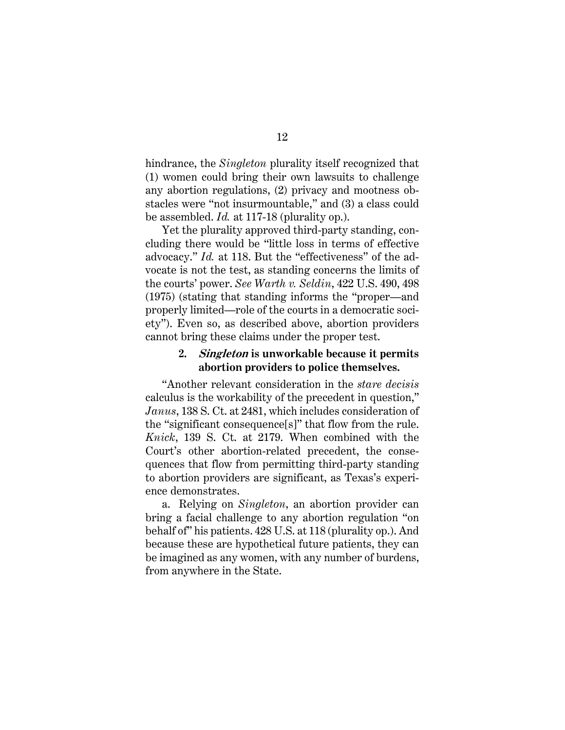hindrance, the *Singleton* plurality itself recognized that (1) women could bring their own lawsuits to challenge any abortion regulations, (2) privacy and mootness obstacles were "not insurmountable," and (3) a class could be assembled. *Id.* at 117-18 (plurality op.).

Yet the plurality approved third-party standing, concluding there would be "little loss in terms of effective advocacy." *Id.* at 118. But the "effectiveness" of the advocate is not the test, as standing concerns the limits of the courts' power. *See Warth v. Seldin*, 422 U.S. 490, 498 (1975) (stating that standing informs the "proper—and properly limited—role of the courts in a democratic society"). Even so, as described above, abortion providers cannot bring these claims under the proper test.

#### 2. *Singleton* is unworkable because it permits abortion providers to police themselves.

"Another relevant consideration in the *stare decisis* calculus is the workability of the precedent in question," *Janus*, 138 S. Ct. at 2481, which includes consideration of the "significant consequence[s]" that flow from the rule. *Knick*, 139 S. Ct. at 2179. When combined with the Court's other abortion-related precedent, the consequences that flow from permitting third-party standing to abortion providers are significant, as Texas's experience demonstrates.

a. Relying on *Singleton*, an abortion provider can bring a facial challenge to any abortion regulation "on behalf of" his patients. 428 U.S. at 118 (plurality op.). And because these are hypothetical future patients, they can be imagined as any women, with any number of burdens, from anywhere in the State.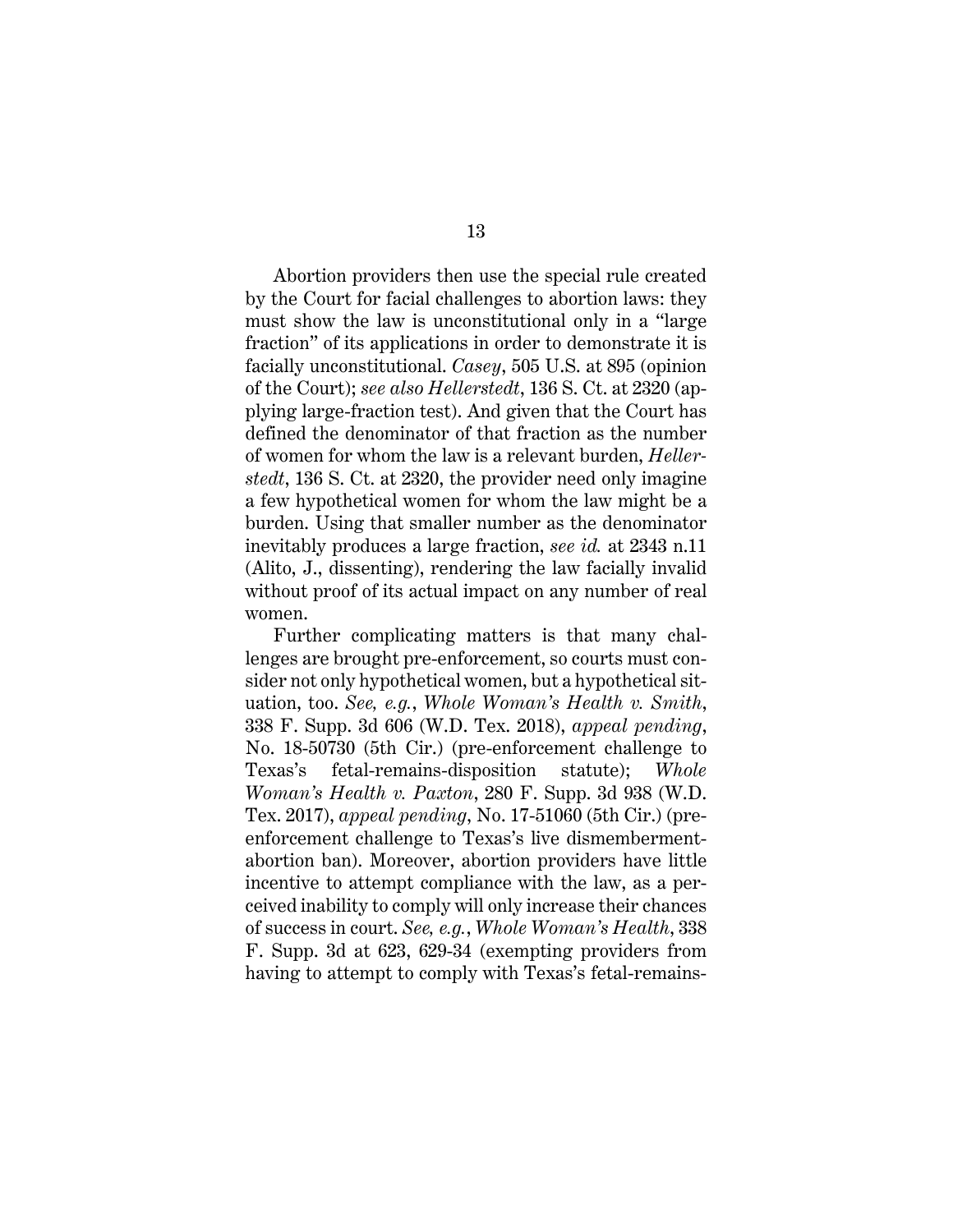Abortion providers then use the special rule created by the Court for facial challenges to abortion laws: they must show the law is unconstitutional only in a "large fraction" of its applications in order to demonstrate it is facially unconstitutional. *Casey*, 505 U.S. at 895 (opinion of the Court); *see also Hellerstedt*, 136 S. Ct. at 2320 (applying large-fraction test). And given that the Court has defined the denominator of that fraction as the number of women for whom the law is a relevant burden, *Hellerstedt*, 136 S. Ct. at 2320, the provider need only imagine a few hypothetical women for whom the law might be a burden. Using that smaller number as the denominator inevitably produces a large fraction, *see id.* at 2343 n.11 (Alito, J., dissenting), rendering the law facially invalid without proof of its actual impact on any number of real women.

Further complicating matters is that many challenges are brought pre-enforcement, so courts must consider not only hypothetical women, but a hypothetical situation, too. *See, e.g.*, *Whole Woman's Health v. Smith*, 338 F. Supp. 3d 606 (W.D. Tex. 2018), *appeal pending*, No. 18-50730 (5th Cir.) (pre-enforcement challenge to Texas's fetal-remains-disposition statute); *Whole Woman's Health v. Paxton*, 280 F. Supp. 3d 938 (W.D. Tex. 2017), *appeal pending*, No. 17-51060 (5th Cir.) (pre-enforcement challenge to Texas's live dismemberment-abortion ban). Moreover, abortion providers have little incentive to attempt compliance with the law, as a perceived inability to comply will only increase their chances of success in court. *See, e.g.*, *Whole Woman's Health*, 338 F. Supp. 3d at 623, 629-34 (exempting providers from having to attempt to comply with Texas's fetal-remains-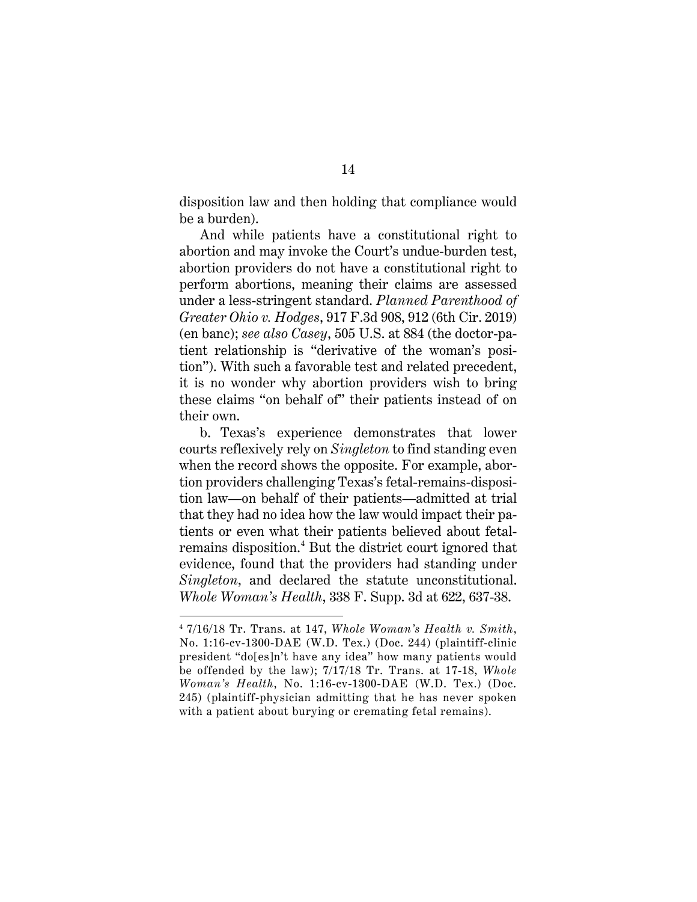disposition law and then holding that compliance would be a burden).

And while patients have a constitutional right to abortion and may invoke the Court's undue-burden test, abortion providers do not have a constitutional right to perform abortions, meaning their claims are assessed under a less-stringent standard. *Planned Parenthood of Greater Ohio v. Hodges*, 917 F.3d 908, 912 (6th Cir. 2019) (en banc); *see also Casey*, 505 U.S. at 884 (the doctor-patient relationship is "derivative of the woman's position"). With such a favorable test and related precedent, it is no wonder why abortion providers wish to bring these claims "on behalf of" their patients instead of on their own.

b. Texas's experience demonstrates that lower courts reflexively rely on *Singleton* to find standing even when the record shows the opposite. For example, abortion providers challenging Texas's fetal-remains-disposition law—on behalf of their patients—admitted at trial that they had no idea how the law would impact their patients or even what their patients believed about fetal-remains disposition.[4] But the district court ignored that evidence, found that the providers had standing under *Singleton*, and declared the statute unconstitutional. *Whole Woman's Health*, 338 F. Supp. 3d at 622, 637-38.

[4] 7/16/18 Tr. Trans. at 147, *Whole Woman's Health v. Smith*, No. 1:16-cv-1300-DAE (W.D. Tex.) (Doc. 244) (plaintiff-clinic president "do[es]n't have any idea" how many patients would be offended by the law); 7/17/18 Tr. Trans. at 17-18, *Whole Woman's Health*, No. 1:16-cv-1300-DAE (W.D. Tex.) (Doc. 245) (plaintiff-physician admitting that he has never spoken with a patient about burying or cremating fetal remains).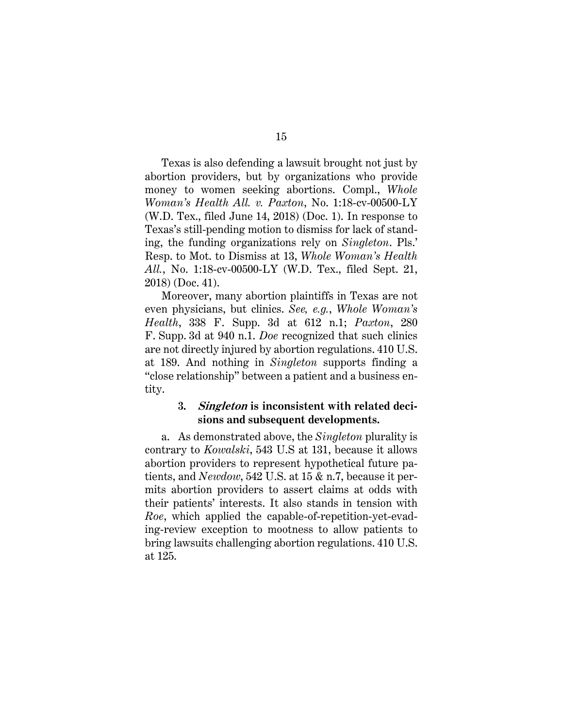Texas is also defending a lawsuit brought not just by abortion providers, but by organizations who provide money to women seeking abortions. Compl., *Whole Woman's Health All. v. Paxton*, No. 1:18-cv-00500-LY (W.D. Tex., filed June 14, 2018) (Doc. 1). In response to Texas's still-pending motion to dismiss for lack of standing, the funding organizations rely on *Singleton*. Pls.' Resp. to Mot. to Dismiss at 13, *Whole Woman's Health All.*, No. 1:18-cv-00500-LY (W.D. Tex., filed Sept. 21, 2018) (Doc. 41).

Moreover, many abortion plaintiffs in Texas are not even physicians, but clinics. *See, e.g.*, *Whole Woman's Health*, 338 F. Supp. 3d at 612 n.1; *Paxton*, 280 F. Supp. 3d at 940 n.1. *Doe* recognized that such clinics are not directly injured by abortion regulations. 410 U.S. at 189. And nothing in *Singleton* supports finding a "close relationship" between a patient and a business entity.

### 3. *Singleton* is inconsistent with related decisions and subsequent developments.

a. As demonstrated above, the *Singleton* plurality is contrary to *Kowalski*, 543 U.S at 131, because it allows abortion providers to represent hypothetical future patients, and *Newdow*, 542 U.S. at 15 & n.7, because it permits abortion providers to assert claims at odds with their patients' interests. It also stands in tension with *Roe*, which applied the capable-of-repetition-yet-evading-review exception to mootness to allow patients to bring lawsuits challenging abortion regulations. 410 U.S. at 125.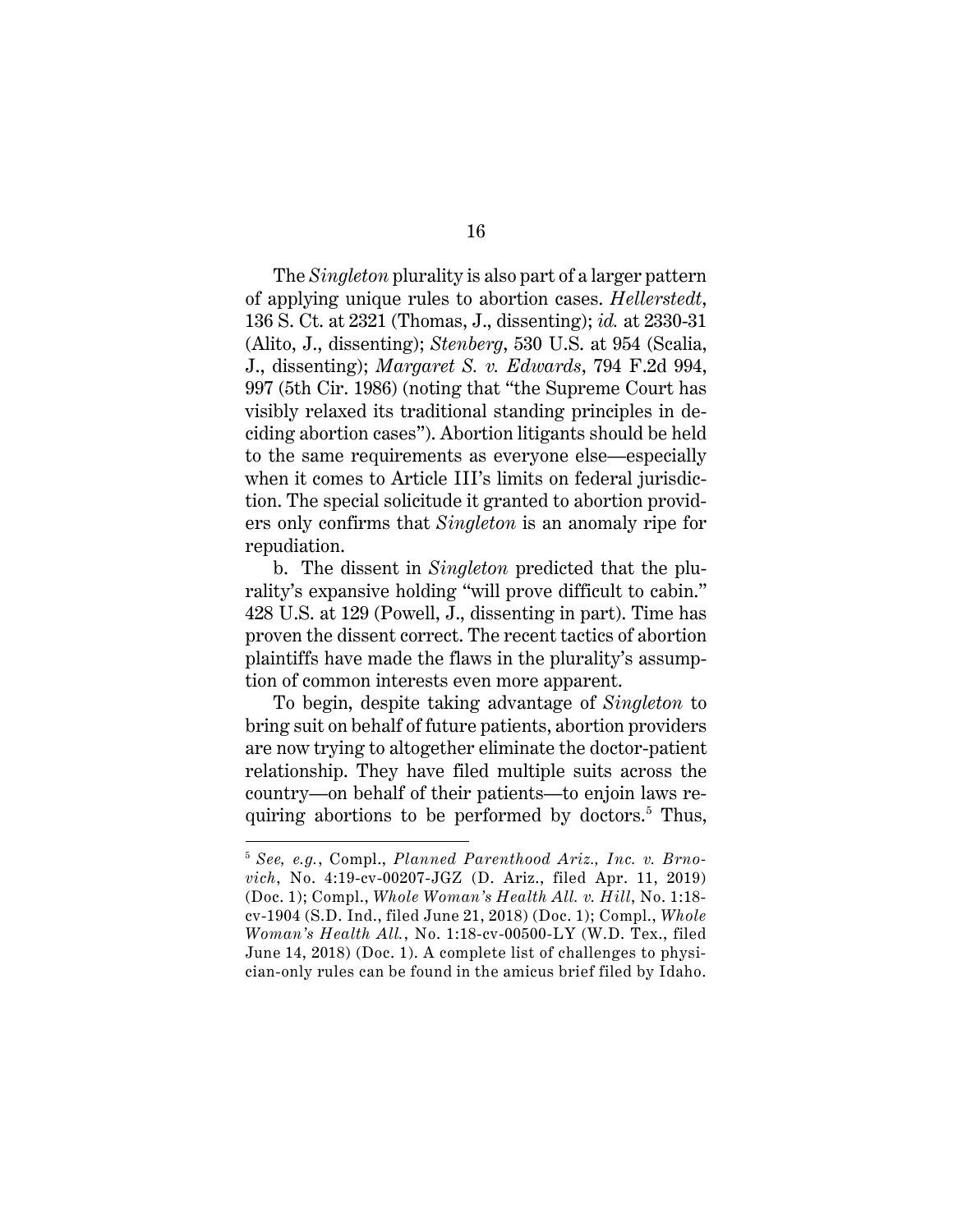The *Singleton* plurality is also part of a larger pattern of applying unique rules to abortion cases. *Hellerstedt*, 136 S. Ct. at 2321 (Thomas, J., dissenting); *id.* at 2330-31 (Alito, J., dissenting); *Stenberg*, 530 U.S. at 954 (Scalia, J., dissenting); *Margaret S. v. Edwards*, 794 F.2d 994, 997 (5th Cir. 1986) (noting that "the Supreme Court has visibly relaxed its traditional standing principles in deciding abortion cases"). Abortion litigants should be held to the same requirements as everyone else—especially when it comes to Article III's limits on federal jurisdiction. The special solicitude it granted to abortion providers only confirms that *Singleton* is an anomaly ripe for repudiation.

b. The dissent in *Singleton* predicted that the plurality's expansive holding "will prove difficult to cabin." 428 U.S. at 129 (Powell, J., dissenting in part). Time has proven the dissent correct. The recent tactics of abortion plaintiffs have made the flaws in the plurality's assumption of common interests even more apparent.

To begin, despite taking advantage of *Singleton* to bring suit on behalf of future patients, abortion providers are now trying to altogether eliminate the doctor-patient relationship. They have filed multiple suits across the country—on behalf of their patients—to enjoin laws requiring abortions to be performed by doctors.[5] Thus,

[5] *See, e.g.*, Compl., *Planned Parenthood Ariz., Inc. v. Brnovich*, No. 4:19-cv-00207-JGZ (D. Ariz., filed Apr. 11, 2019) (Doc. 1); Compl., *Whole Woman's Health All. v. Hill*, No. 1:18-cv-1904 (S.D. Ind., filed June 21, 2018) (Doc. 1); Compl., *Whole Woman's Health All.*, No. 1:18-cv-00500-LY (W.D. Tex., filed June 14, 2018) (Doc. 1). A complete list of challenges to physician-only rules can be found in the amicus brief filed by Idaho.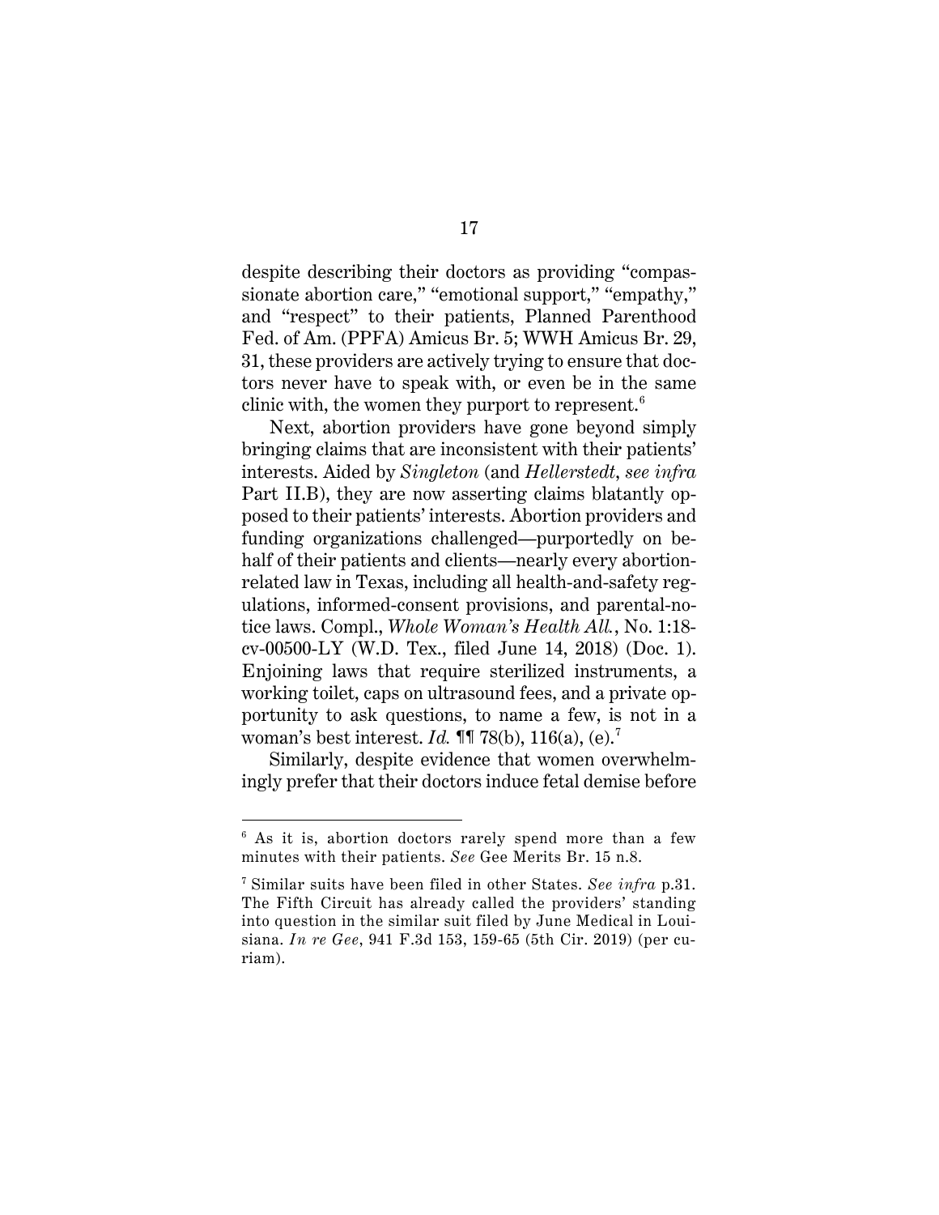despite describing their doctors as providing "compassionate abortion care," "emotional support," "empathy," and "respect" to their patients, Planned Parenthood Fed. of Am. (PPFA) Amicus Br. 5; WWH Amicus Br. 29, 31, these providers are actively trying to ensure that doctors never have to speak with, or even be in the same clinic with, the women they purport to represent.[6]

Next, abortion providers have gone beyond simply bringing claims that are inconsistent with their patients' interests. Aided by *Singleton* (and *Hellerstedt*, *see infra* Part II.B), they are now asserting claims blatantly opposed to their patients' interests. Abortion providers and funding organizations challenged—purportedly on behalf of their patients and clients—nearly every abortion-related law in Texas, including all health-and-safety regulations, informed-consent provisions, and parental-notice laws. Compl., *Whole Woman's Health All.*, No. 1:18-cv-00500-LY (W.D. Tex., filed June 14, 2018) (Doc. 1). Enjoining laws that require sterilized instruments, a working toilet, caps on ultrasound fees, and a private opportunity to ask questions, to name a few, is not in a woman's best interest. *Id.* ¶¶ 78(b), 116(a), (e).[7]

Similarly, despite evidence that women overwhelmingly prefer that their doctors induce fetal demise before

---

[6] As it is, abortion doctors rarely spend more than a few minutes with their patients. *See* Gee Merits Br. 15 n.8.

[7] Similar suits have been filed in other States. *See infra* p.31. The Fifth Circuit has already called the providers' standing into question in the similar suit filed by June Medical in Louisiana. *In re Gee*, 941 F.3d 153, 159-65 (5th Cir. 2019) (per curiam).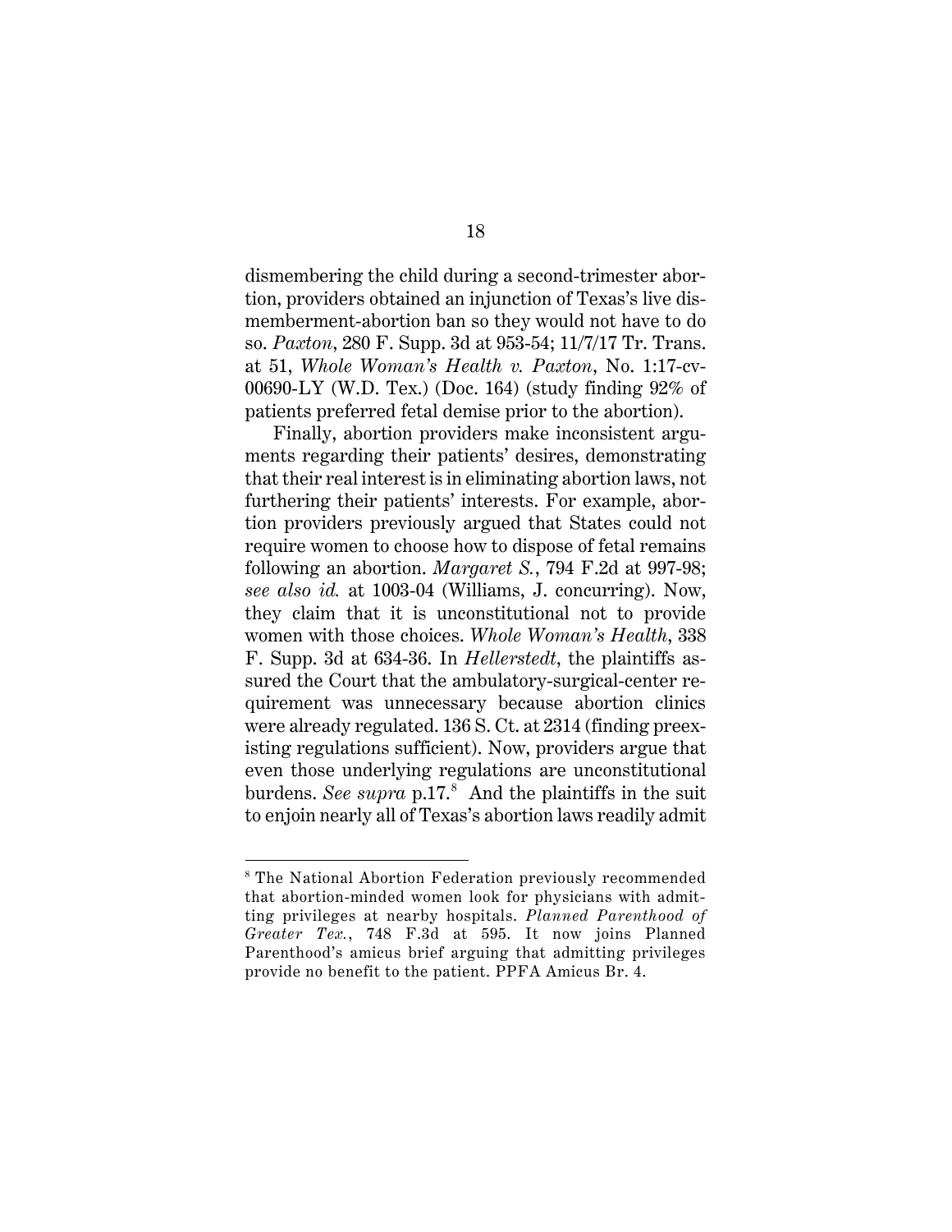dismembering the child during a second-trimester abortion, providers obtained an injunction of Texas's live dismemberment-abortion ban so they would not have to do so. *Paxton*, 280 F. Supp. 3d at 953-54; 11/7/17 Tr. Trans. at 51, *Whole Woman's Health v. Paxton*, No. 1:17-cv-00690-LY (W.D. Tex.) (Doc. 164) (study finding 92% of patients preferred fetal demise prior to the abortion).

Finally, abortion providers make inconsistent arguments regarding their patients' desires, demonstrating that their real interest is in eliminating abortion laws, not furthering their patients' interests. For example, abortion providers previously argued that States could not require women to choose how to dispose of fetal remains following an abortion. *Margaret S.*, 794 F.2d at 997-98; *see also id.* at 1003-04 (Williams, J. concurring). Now, they claim that it is unconstitutional not to provide women with those choices. *Whole Woman's Health*, 338 F. Supp. 3d at 634-36. In *Hellerstedt*, the plaintiffs assured the Court that the ambulatory-surgical-center requirement was unnecessary because abortion clinics were already regulated. 136 S. Ct. at 2314 (finding preexisting regulations sufficient). Now, providers argue that even those underlying regulations are unconstitutional burdens. *See supra* p.17.[8] And the plaintiffs in the suit to enjoin nearly all of Texas's abortion laws readily admit

[8] The National Abortion Federation previously recommended that abortion-minded women look for physicians with admitting privileges at nearby hospitals. *Planned Parenthood of Greater Tex.*, 748 F.3d at 595. It now joins Planned Parenthood's amicus brief arguing that admitting privileges provide no benefit to the patient. PPFA Amicus Br. 4.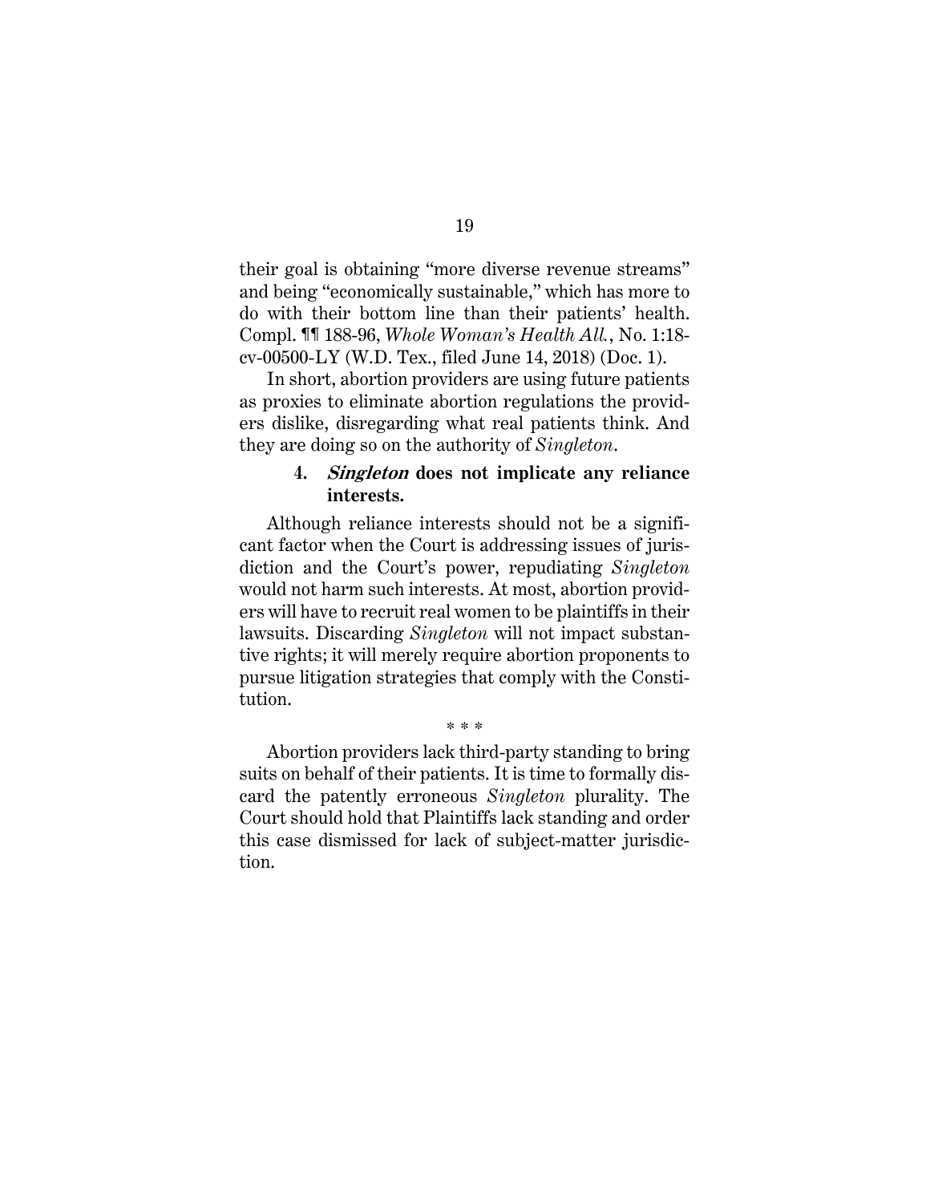their goal is obtaining "more diverse revenue streams" and being "economically sustainable," which has more to do with their bottom line than their patients' health. Compl. ¶¶ 188-96, *Whole Woman's Health All.*, No. 1:18-cv-00500-LY (W.D. Tex., filed June 14, 2018) (Doc. 1).

In short, abortion providers are using future patients as proxies to eliminate abortion regulations the providers dislike, disregarding what real patients think. And they are doing so on the authority of *Singleton*.

#### 4. ***Singleton* does not implicate any reliance interests.**

Although reliance interests should not be a significant factor when the Court is addressing issues of jurisdiction and the Court's power, repudiating *Singleton* would not harm such interests. At most, abortion providers will have to recruit real women to be plaintiffs in their lawsuits. Discarding *Singleton* will not impact substantive rights; it will merely require abortion proponents to pursue litigation strategies that comply with the Constitution.

\* \* \*

Abortion providers lack third-party standing to bring suits on behalf of their patients. It is time to formally discard the patently erroneous *Singleton* plurality. The Court should hold that Plaintiffs lack standing and order this case dismissed for lack of subject-matter jurisdiction.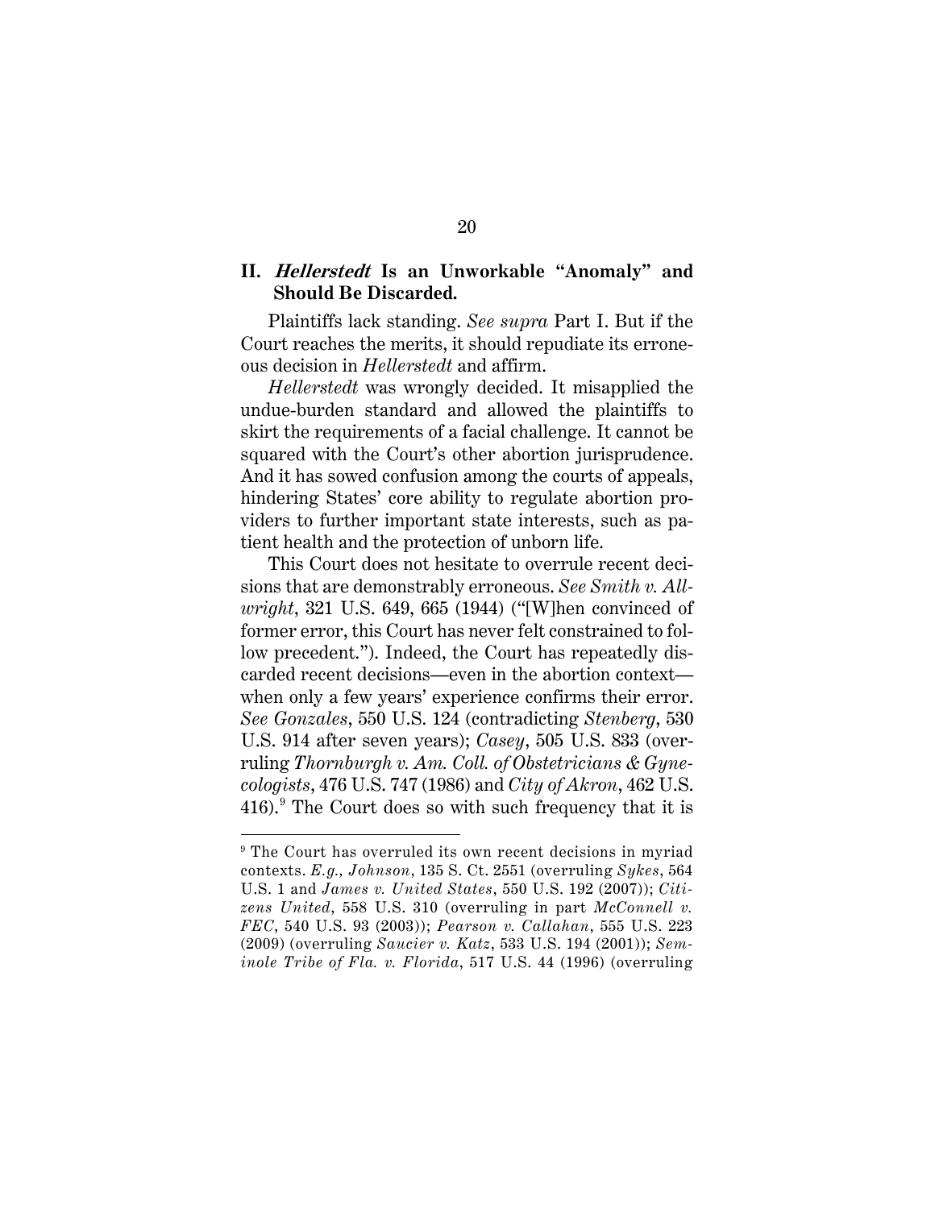## II. *Hellerstedt* Is an Unworkable "Anomaly" and Should Be Discarded.

Plaintiffs lack standing. *See supra* Part I. But if the Court reaches the merits, it should repudiate its erroneous decision in *Hellerstedt* and affirm.

*Hellerstedt* was wrongly decided. It misapplied the undue-burden standard and allowed the plaintiffs to skirt the requirements of a facial challenge. It cannot be squared with the Court's other abortion jurisprudence. And it has sowed confusion among the courts of appeals, hindering States' core ability to regulate abortion providers to further important state interests, such as patient health and the protection of unborn life.

This Court does not hesitate to overrule recent decisions that are demonstrably erroneous. *See Smith v. Allwright*, 321 U.S. 649, 665 (1944) ("[W]hen convinced of former error, this Court has never felt constrained to follow precedent."). Indeed, the Court has repeatedly discarded recent decisions—even in the abortion context—when only a few years' experience confirms their error. *See Gonzales*, 550 U.S. 124 (contradicting *Stenberg*, 530 U.S. 914 after seven years); *Casey*, 505 U.S. 833 (overruling *Thornburgh v. Am. Coll. of Obstetricians & Gynecologists*, 476 U.S. 747 (1986) and *City of Akron*, 462 U.S. 416).[9] The Court does so with such frequency that it is

---

[9] The Court has overruled its own recent decisions in myriad contexts. *E.g., Johnson*, 135 S. Ct. 2551 (overruling *Sykes*, 564 U.S. 1 and *James v. United States*, 550 U.S. 192 (2007)); *Citizens United*, 558 U.S. 310 (overruling in part *McConnell v. FEC*, 540 U.S. 93 (2003)); *Pearson v. Callahan*, 555 U.S. 223 (2009) (overruling *Saucier v. Katz*, 533 U.S. 194 (2001)); *Seminole Tribe of Fla. v. Florida*, 517 U.S. 44 (1996) (overruling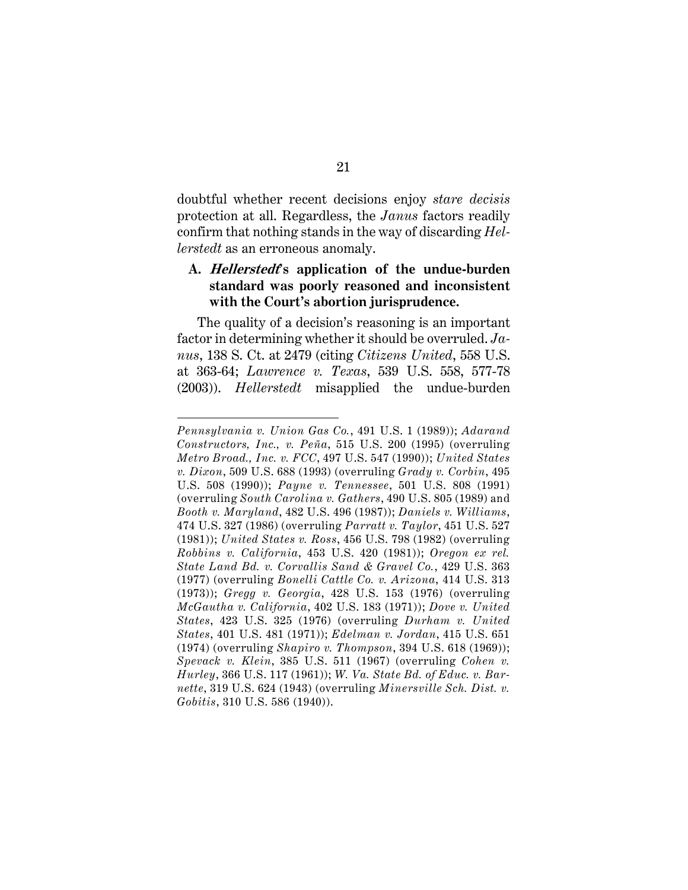doubtful whether recent decisions enjoy *stare decisis* protection at all. Regardless, the *Janus* factors readily confirm that nothing stands in the way of discarding *Hellerstedt* as an erroneous anomaly.

### A. ***Hellerstedt*'s application of the undue-burden standard was poorly reasoned and inconsistent with the Court's abortion jurisprudence.**

The quality of a decision's reasoning is an important factor in determining whether it should be overruled. *Janus*, 138 S. Ct. at 2479 (citing *Citizens United*, 558 U.S. at 363-64; *Lawrence v. Texas*, 539 U.S. 558, 577-78 (2003)). *Hellerstedt* misapplied the undue-burden

---

*Pennsylvania v. Union Gas Co.*, 491 U.S. 1 (1989)); *Adarand Constructors, Inc., v. Peña*, 515 U.S. 200 (1995) (overruling *Metro Broad., Inc. v. FCC*, 497 U.S. 547 (1990)); *United States v. Dixon*, 509 U.S. 688 (1993) (overruling *Grady v. Corbin*, 495 U.S. 508 (1990)); *Payne v. Tennessee*, 501 U.S. 808 (1991) (overruling *South Carolina v. Gathers*, 490 U.S. 805 (1989) and *Booth v. Maryland*, 482 U.S. 496 (1987)); *Daniels v. Williams*, 474 U.S. 327 (1986) (overruling *Parratt v. Taylor*, 451 U.S. 527 (1981)); *United States v. Ross*, 456 U.S. 798 (1982) (overruling *Robbins v. California*, 453 U.S. 420 (1981)); *Oregon ex rel. State Land Bd. v. Corvallis Sand & Gravel Co.*, 429 U.S. 363 (1977) (overruling *Bonelli Cattle Co. v. Arizona*, 414 U.S. 313 (1973)); *Gregg v. Georgia*, 428 U.S. 153 (1976) (overruling *McGautha v. California*, 402 U.S. 183 (1971)); *Dove v. United States*, 423 U.S. 325 (1976) (overruling *Durham v. United States*, 401 U.S. 481 (1971)); *Edelman v. Jordan*, 415 U.S. 651 (1974) (overruling *Shapiro v. Thompson*, 394 U.S. 618 (1969)); *Spevack v. Klein*, 385 U.S. 511 (1967) (overruling *Cohen v. Hurley*, 366 U.S. 117 (1961)); *W. Va. State Bd. of Educ. v. Barnette*, 319 U.S. 624 (1943) (overruling *Minersville Sch. Dist. v. Gobitis*, 310 U.S. 586 (1940)).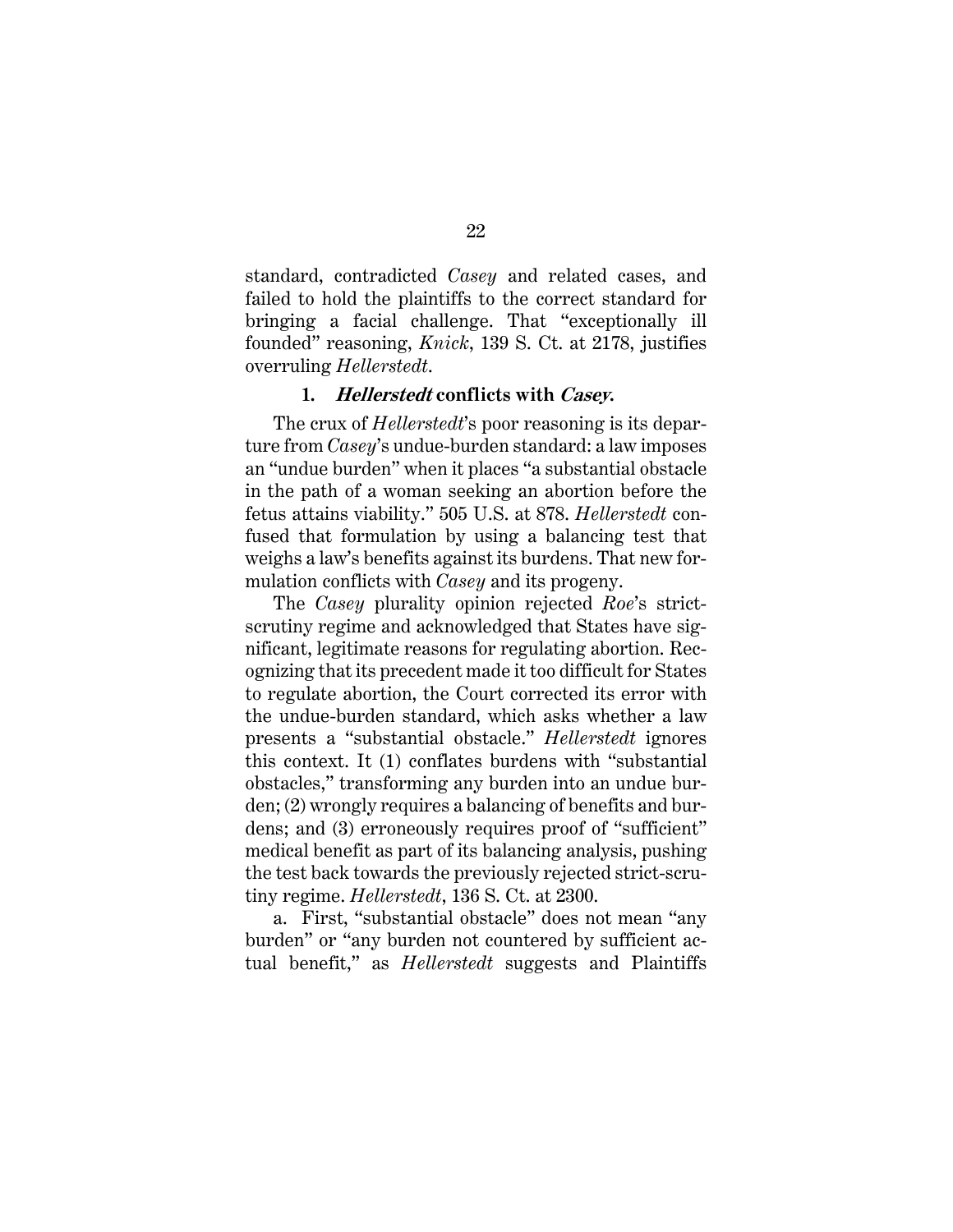standard, contradicted *Casey* and related cases, and failed to hold the plaintiffs to the correct standard for bringing a facial challenge. That "exceptionally ill founded" reasoning, *Knick*, 139 S. Ct. at 2178, justifies overruling *Hellerstedt*.

### 1. *Hellerstedt* conflicts with *Casey*.

The crux of *Hellerstedt*'s poor reasoning is its departure from *Casey*'s undue-burden standard: a law imposes an "undue burden" when it places "a substantial obstacle in the path of a woman seeking an abortion before the fetus attains viability." 505 U.S. at 878. *Hellerstedt* confused that formulation by using a balancing test that weighs a law's benefits against its burdens. That new formulation conflicts with *Casey* and its progeny.

The *Casey* plurality opinion rejected *Roe*'s strict-scrutiny regime and acknowledged that States have significant, legitimate reasons for regulating abortion. Recognizing that its precedent made it too difficult for States to regulate abortion, the Court corrected its error with the undue-burden standard, which asks whether a law presents a "substantial obstacle." *Hellerstedt* ignores this context. It (1) conflates burdens with "substantial obstacles," transforming any burden into an undue burden; (2) wrongly requires a balancing of benefits and burdens; and (3) erroneously requires proof of "sufficient" medical benefit as part of its balancing analysis, pushing the test back towards the previously rejected strict-scrutiny regime. *Hellerstedt*, 136 S. Ct. at 2300.

a. First, "substantial obstacle" does not mean "any burden" or "any burden not countered by sufficient actual benefit," as *Hellerstedt* suggests and Plaintiffs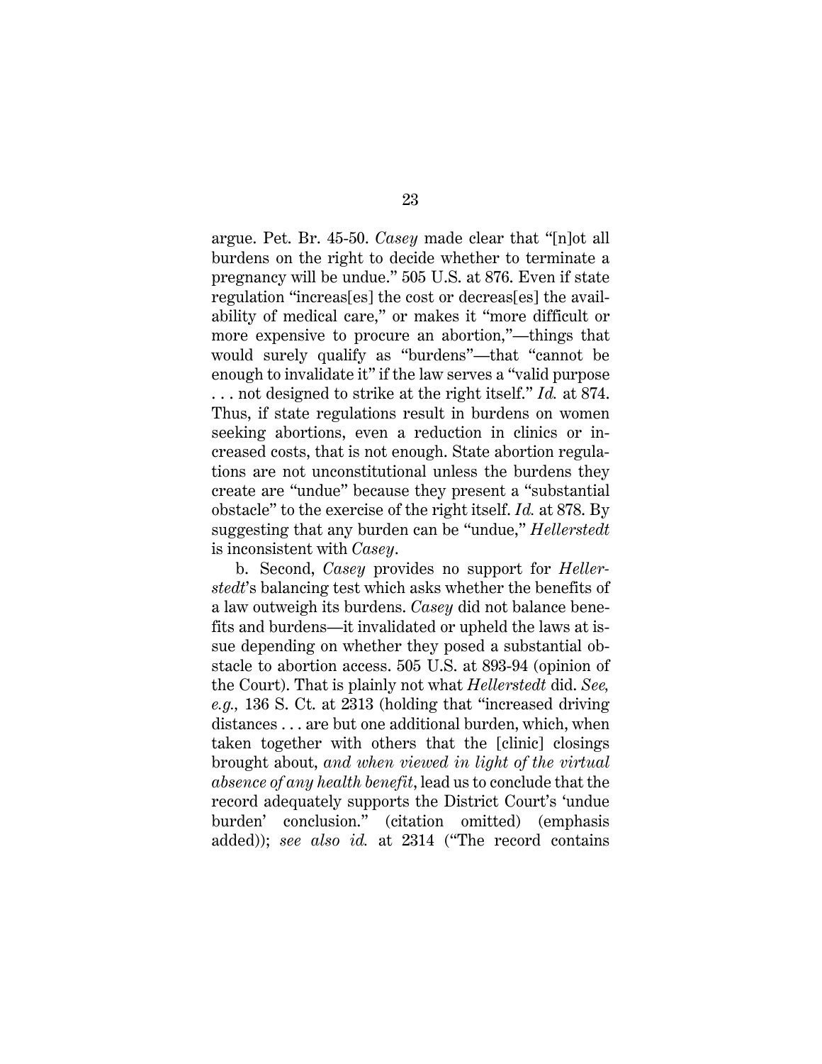argue. Pet. Br. 45-50. *Casey* made clear that "[n]ot all burdens on the right to decide whether to terminate a pregnancy will be undue." 505 U.S. at 876. Even if state regulation "increas[es] the cost or decreas[es] the availability of medical care," or makes it "more difficult or more expensive to procure an abortion,"—things that would surely qualify as "burdens"—that "cannot be enough to invalidate it" if the law serves a "valid purpose . . . not designed to strike at the right itself." *Id.* at 874. Thus, if state regulations result in burdens on women seeking abortions, even a reduction in clinics or increased costs, that is not enough. State abortion regulations are not unconstitutional unless the burdens they create are "undue" because they present a "substantial obstacle" to the exercise of the right itself. *Id.* at 878. By suggesting that any burden can be "undue," *Hellerstedt* is inconsistent with *Casey*.

b. Second, *Casey* provides no support for *Hellerstedt*'s balancing test which asks whether the benefits of a law outweigh its burdens. *Casey* did not balance benefits and burdens—it invalidated or upheld the laws at issue depending on whether they posed a substantial obstacle to abortion access. 505 U.S. at 893-94 (opinion of the Court). That is plainly not what *Hellerstedt* did. *See, e.g.,* 136 S. Ct. at 2313 (holding that "increased driving distances . . . are but one additional burden, which, when taken together with others that the [clinic] closings brought about, *and when viewed in light of the virtual absence of any health benefit*, lead us to conclude that the record adequately supports the District Court's 'undue burden' conclusion." (citation omitted) (emphasis added)); *see also id.* at 2314 ("The record contains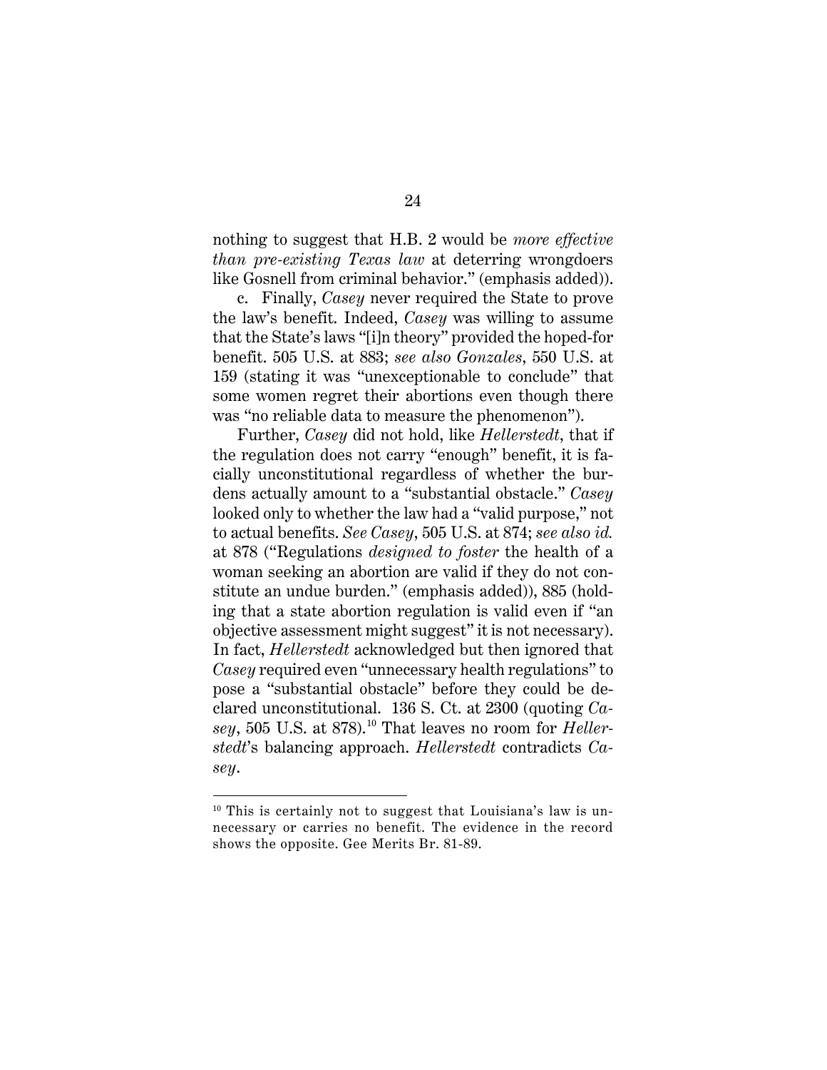nothing to suggest that H.B. 2 would be *more effective than pre-existing Texas law* at deterring wrongdoers like Gosnell from criminal behavior." (emphasis added)).

c. Finally, *Casey* never required the State to prove the law's benefit. Indeed, *Casey* was willing to assume that the State's laws "[i]n theory" provided the hoped-for benefit. 505 U.S. at 883; *see also Gonzales*, 550 U.S. at 159 (stating it was "unexceptionable to conclude" that some women regret their abortions even though there was "no reliable data to measure the phenomenon").

Further, *Casey* did not hold, like *Hellerstedt*, that if the regulation does not carry "enough" benefit, it is facially unconstitutional regardless of whether the burdens actually amount to a "substantial obstacle." *Casey* looked only to whether the law had a "valid purpose," not to actual benefits. *See Casey*, 505 U.S. at 874; *see also id.* at 878 ("Regulations *designed to foster* the health of a woman seeking an abortion are valid if they do not constitute an undue burden." (emphasis added)), 885 (holding that a state abortion regulation is valid even if "an objective assessment might suggest" it is not necessary). In fact, *Hellerstedt* acknowledged but then ignored that *Casey* required even "unnecessary health regulations" to pose a "substantial obstacle" before they could be declared unconstitutional. 136 S. Ct. at 2300 (quoting *Casey*, 505 U.S. at 878).[10] That leaves no room for *Hellerstedt*'s balancing approach. *Hellerstedt* contradicts *Casey*.

---

[10] This is certainly not to suggest that Louisiana's law is unnecessary or carries no benefit. The evidence in the record shows the opposite. Gee Merits Br. 81-89.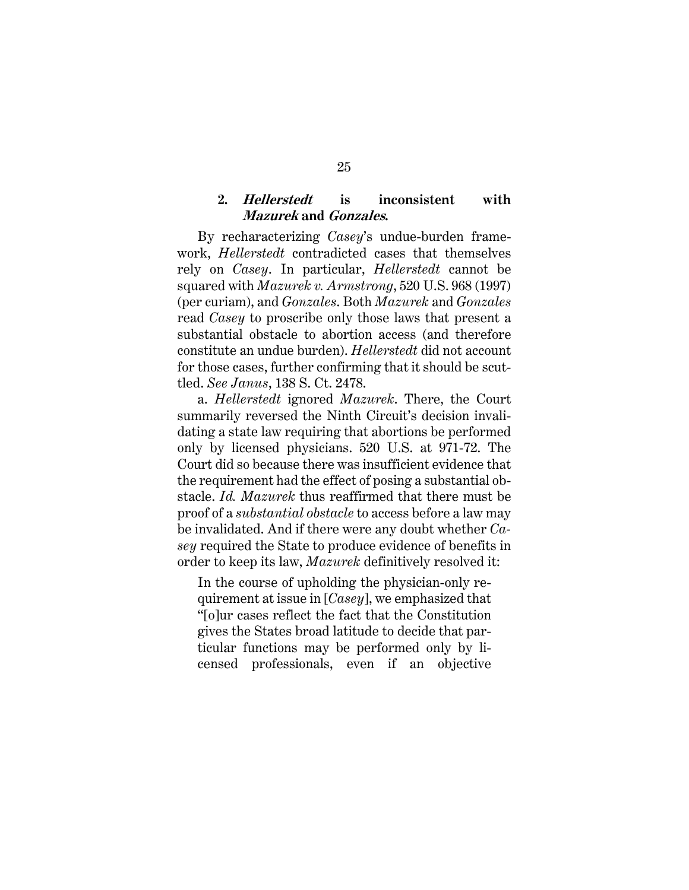### 2. ***Hellerstedt*** is inconsistent with ***Mazurek*** and ***Gonzales***.

By recharacterizing *Casey*'s undue-burden framework, *Hellerstedt* contradicted cases that themselves rely on *Casey*. In particular, *Hellerstedt* cannot be squared with *Mazurek v. Armstrong*, 520 U.S. 968 (1997) (per curiam), and *Gonzales*. Both *Mazurek* and *Gonzales* read *Casey* to proscribe only those laws that present a substantial obstacle to abortion access (and therefore constitute an undue burden). *Hellerstedt* did not account for those cases, further confirming that it should be scuttled. *See Janus*, 138 S. Ct. 2478.

a. *Hellerstedt* ignored *Mazurek*. There, the Court summarily reversed the Ninth Circuit's decision invalidating a state law requiring that abortions be performed only by licensed physicians. 520 U.S. at 971-72. The Court did so because there was insufficient evidence that the requirement had the effect of posing a substantial obstacle. *Id. Mazurek* thus reaffirmed that there must be proof of a *substantial obstacle* to access before a law may be invalidated. And if there were any doubt whether *Casey* required the State to produce evidence of benefits in order to keep its law, *Mazurek* definitively resolved it:

> In the course of upholding the physician-only requirement at issue in [*Casey*], we emphasized that "[o]ur cases reflect the fact that the Constitution gives the States broad latitude to decide that particular functions may be performed only by licensed professionals, even if an objective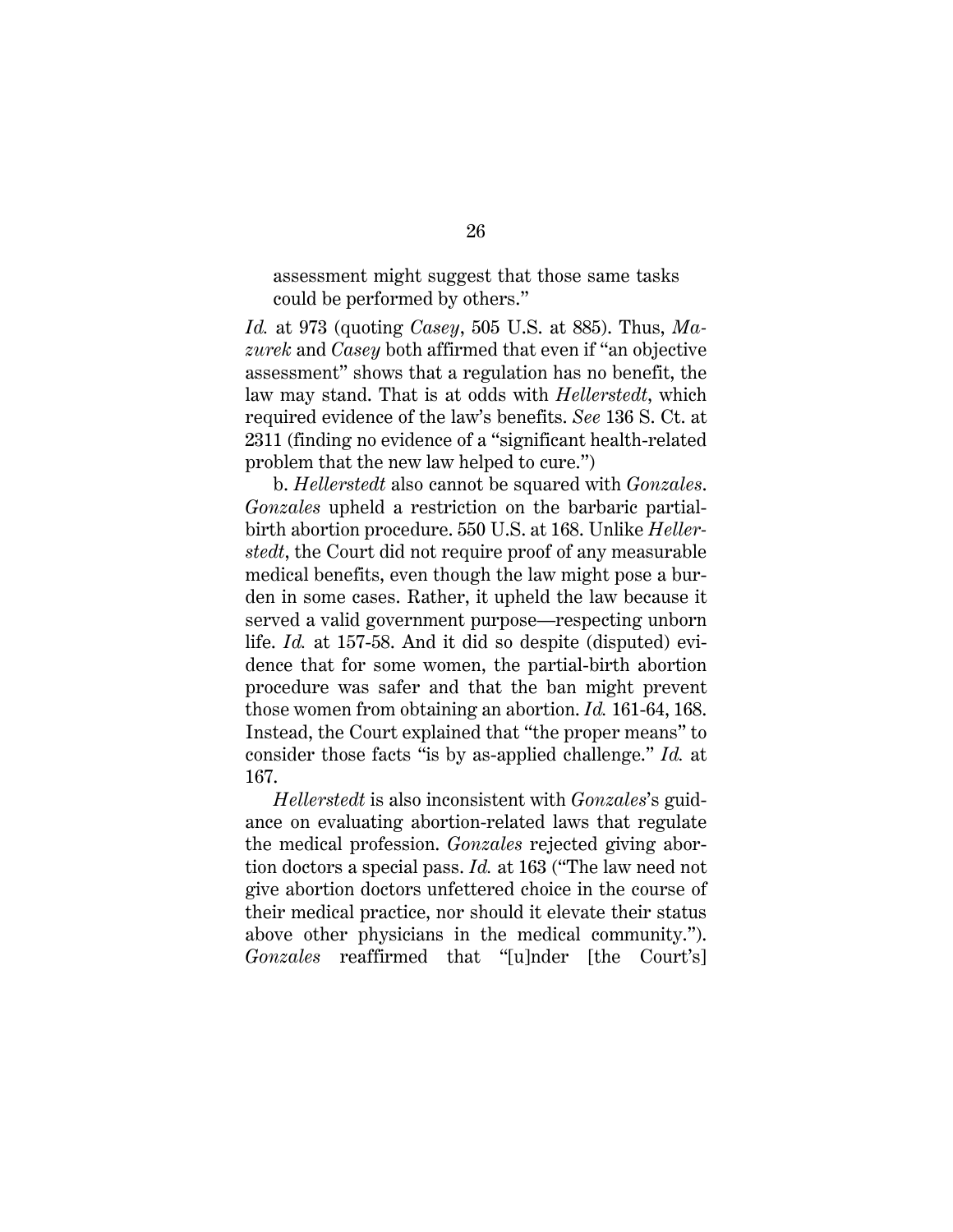> assessment might suggest that those same tasks could be performed by others."

*Id.* at 973 (quoting *Casey*, 505 U.S. at 885). Thus, *Mazurek* and *Casey* both affirmed that even if "an objective assessment" shows that a regulation has no benefit, the law may stand. That is at odds with *Hellerstedt*, which required evidence of the law's benefits. *See* 136 S. Ct. at 2311 (finding no evidence of a "significant health-related problem that the new law helped to cure.")

b. *Hellerstedt* also cannot be squared with *Gonzales*. *Gonzales* upheld a restriction on the barbaric partial-birth abortion procedure. 550 U.S. at 168. Unlike *Hellerstedt*, the Court did not require proof of any measurable medical benefits, even though the law might pose a burden in some cases. Rather, it upheld the law because it served a valid government purpose—respecting unborn life. *Id.* at 157-58. And it did so despite (disputed) evidence that for some women, the partial-birth abortion procedure was safer and that the ban might prevent those women from obtaining an abortion. *Id.* 161-64, 168. Instead, the Court explained that "the proper means" to consider those facts "is by as-applied challenge." *Id.* at 167.

*Hellerstedt* is also inconsistent with *Gonzales*'s guidance on evaluating abortion-related laws that regulate the medical profession. *Gonzales* rejected giving abortion doctors a special pass. *Id.* at 163 ("The law need not give abortion doctors unfettered choice in the course of their medical practice, nor should it elevate their status above other physicians in the medical community."). *Gonzales* reaffirmed that "[u]nder [the Court's]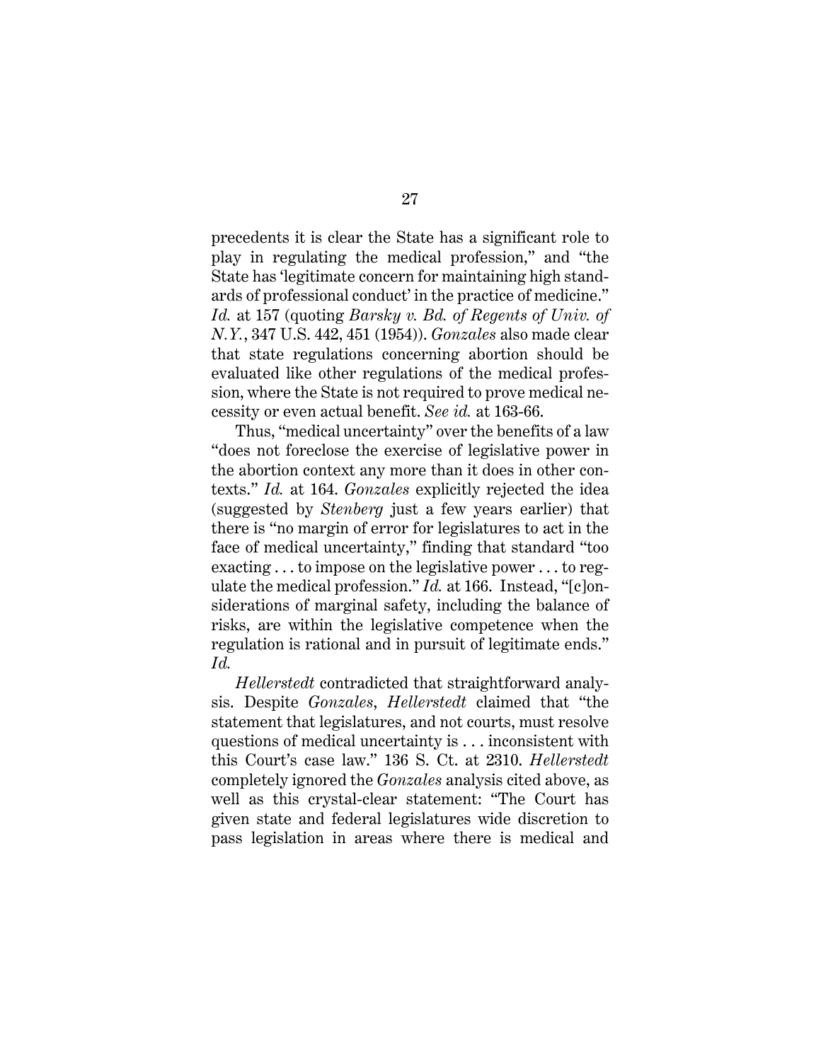precedents it is clear the State has a significant role to play in regulating the medical profession," and "the State has 'legitimate concern for maintaining high standards of professional conduct' in the practice of medicine." *Id.* at 157 (quoting *Barsky v. Bd. of Regents of Univ. of N.Y.*, 347 U.S. 442, 451 (1954)). *Gonzales* also made clear that state regulations concerning abortion should be evaluated like other regulations of the medical profession, where the State is not required to prove medical necessity or even actual benefit. *See id.* at 163-66.

Thus, "medical uncertainty" over the benefits of a law "does not foreclose the exercise of legislative power in the abortion context any more than it does in other contexts." *Id.* at 164. *Gonzales* explicitly rejected the idea (suggested by *Stenberg* just a few years earlier) that there is "no margin of error for legislatures to act in the face of medical uncertainty," finding that standard "too exacting . . . to impose on the legislative power . . . to regulate the medical profession." *Id.* at 166. Instead, "[c]onsiderations of marginal safety, including the balance of risks, are within the legislative competence when the regulation is rational and in pursuit of legitimate ends." *Id.*

*Hellerstedt* contradicted that straightforward analysis. Despite *Gonzales*, *Hellerstedt* claimed that "the statement that legislatures, and not courts, must resolve questions of medical uncertainty is . . . inconsistent with this Court's case law." 136 S. Ct. at 2310. *Hellerstedt* completely ignored the *Gonzales* analysis cited above, as well as this crystal-clear statement: "The Court has given state and federal legislatures wide discretion to pass legislation in areas where there is medical and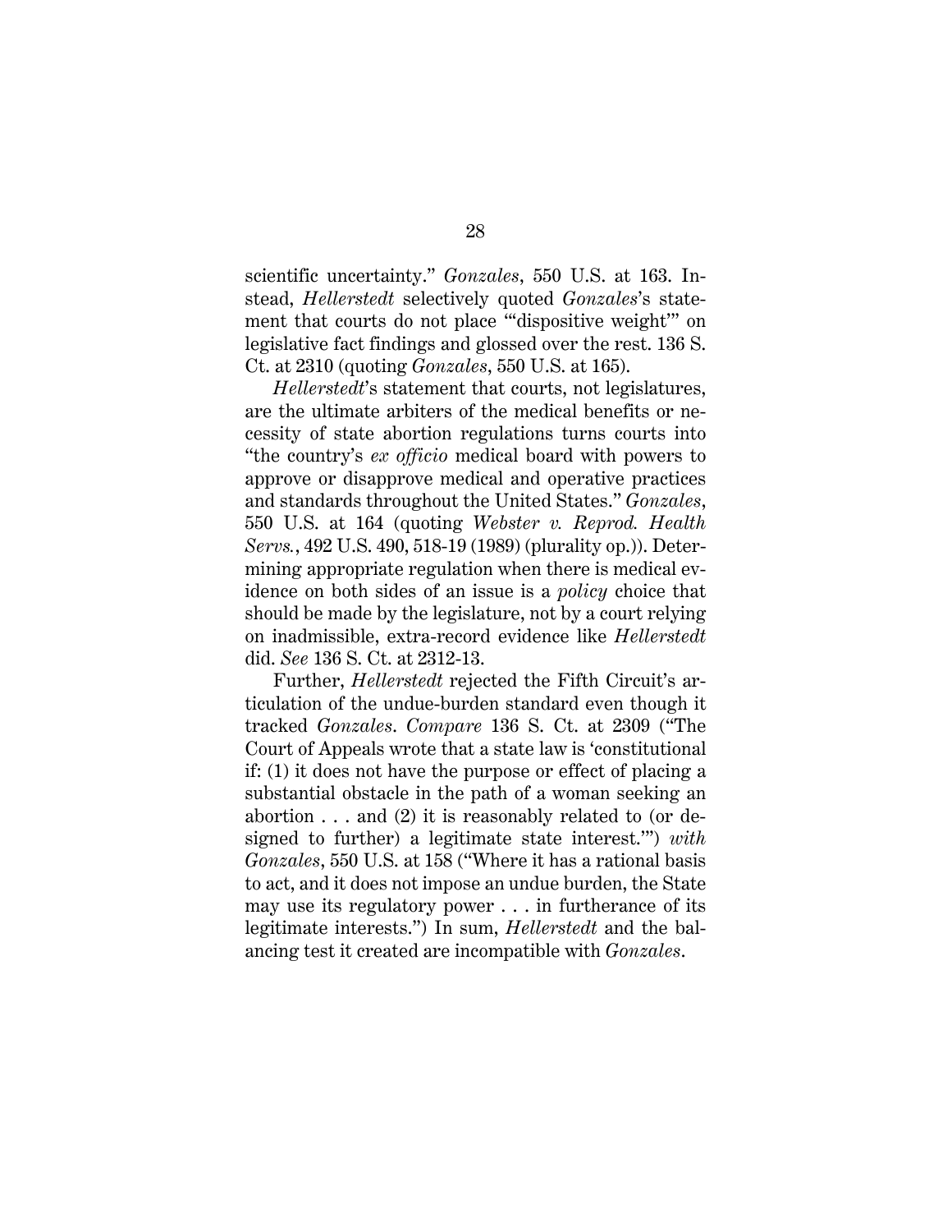scientific uncertainty." *Gonzales*, 550 U.S. at 163. Instead, *Hellerstedt* selectively quoted *Gonzales*'s statement that courts do not place "'dispositive weight'" on legislative fact findings and glossed over the rest. 136 S. Ct. at 2310 (quoting *Gonzales*, 550 U.S. at 165).

*Hellerstedt*'s statement that courts, not legislatures, are the ultimate arbiters of the medical benefits or necessity of state abortion regulations turns courts into "the country's *ex officio* medical board with powers to approve or disapprove medical and operative practices and standards throughout the United States." *Gonzales*, 550 U.S. at 164 (quoting *Webster v. Reprod. Health Servs.*, 492 U.S. 490, 518-19 (1989) (plurality op.)). Determining appropriate regulation when there is medical evidence on both sides of an issue is a *policy* choice that should be made by the legislature, not by a court relying on inadmissible, extra-record evidence like *Hellerstedt* did. *See* 136 S. Ct. at 2312-13.

Further, *Hellerstedt* rejected the Fifth Circuit's articulation of the undue-burden standard even though it tracked *Gonzales*. *Compare* 136 S. Ct. at 2309 ("The Court of Appeals wrote that a state law is 'constitutional if: (1) it does not have the purpose or effect of placing a substantial obstacle in the path of a woman seeking an abortion . . . and (2) it is reasonably related to (or designed to further) a legitimate state interest.'") *with* *Gonzales*, 550 U.S. at 158 ("Where it has a rational basis to act, and it does not impose an undue burden, the State may use its regulatory power . . . in furtherance of its legitimate interests.") In sum, *Hellerstedt* and the balancing test it created are incompatible with *Gonzales*.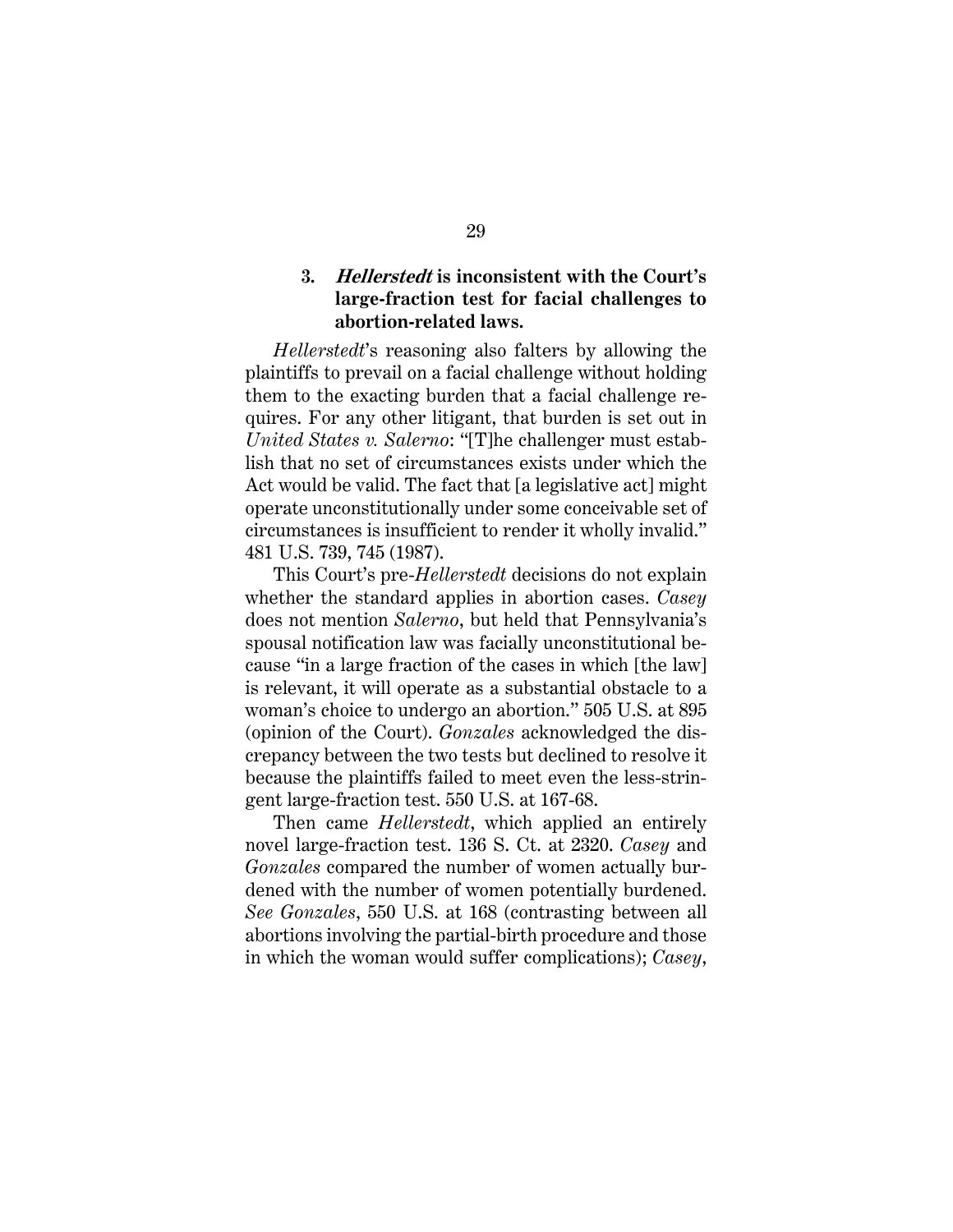### 3. *Hellerstedt* is inconsistent with the Court's large-fraction test for facial challenges to abortion-related laws.

*Hellerstedt*'s reasoning also falters by allowing the plaintiffs to prevail on a facial challenge without holding them to the exacting burden that a facial challenge requires. For any other litigant, that burden is set out in *United States v. Salerno*: "[T]he challenger must establish that no set of circumstances exists under which the Act would be valid. The fact that [a legislative act] might operate unconstitutionally under some conceivable set of circumstances is insufficient to render it wholly invalid." 481 U.S. 739, 745 (1987).

This Court's pre-*Hellerstedt* decisions do not explain whether the standard applies in abortion cases. *Casey* does not mention *Salerno*, but held that Pennsylvania's spousal notification law was facially unconstitutional because "in a large fraction of the cases in which [the law] is relevant, it will operate as a substantial obstacle to a woman's choice to undergo an abortion." 505 U.S. at 895 (opinion of the Court). *Gonzales* acknowledged the discrepancy between the two tests but declined to resolve it because the plaintiffs failed to meet even the less-stringent large-fraction test. 550 U.S. at 167-68.

Then came *Hellerstedt*, which applied an entirely novel large-fraction test. 136 S. Ct. at 2320. *Casey* and *Gonzales* compared the number of women actually burdened with the number of women potentially burdened. *See Gonzales*, 550 U.S. at 168 (contrasting between all abortions involving the partial-birth procedure and those in which the woman would suffer complications); *Casey*,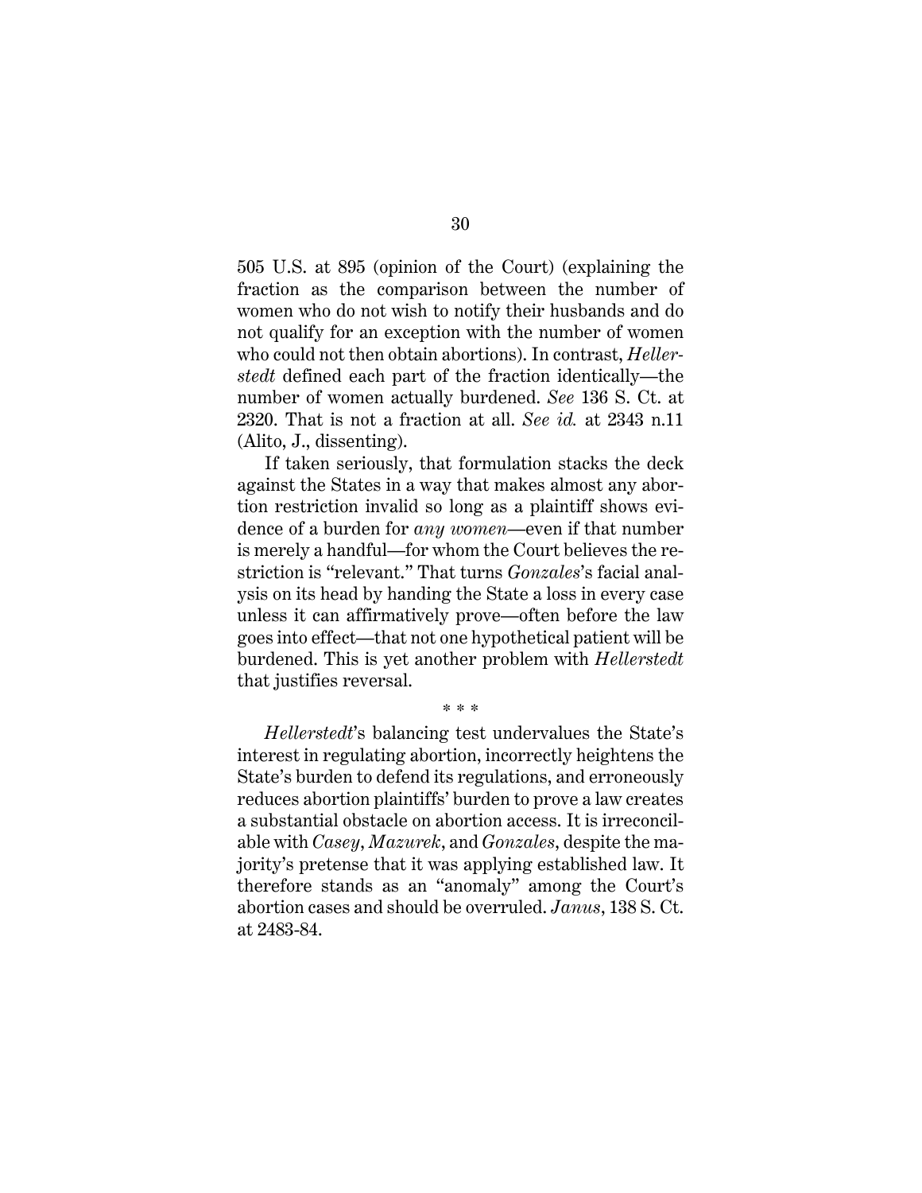505 U.S. at 895 (opinion of the Court) (explaining the fraction as the comparison between the number of women who do not wish to notify their husbands and do not qualify for an exception with the number of women who could not then obtain abortions). In contrast, *Hellerstedt* defined each part of the fraction identically—the number of women actually burdened. *See* 136 S. Ct. at 2320. That is not a fraction at all. *See id.* at 2343 n.11 (Alito, J., dissenting).

If taken seriously, that formulation stacks the deck against the States in a way that makes almost any abortion restriction invalid so long as a plaintiff shows evidence of a burden for *any women*—even if that number is merely a handful—for whom the Court believes the restriction is "relevant." That turns *Gonzales*'s facial analysis on its head by handing the State a loss in every case unless it can affirmatively prove—often before the law goes into effect—that not one hypothetical patient will be burdened. This is yet another problem with *Hellerstedt* that justifies reversal.

\* \* \*

*Hellerstedt*'s balancing test undervalues the State's interest in regulating abortion, incorrectly heightens the State's burden to defend its regulations, and erroneously reduces abortion plaintiffs' burden to prove a law creates a substantial obstacle on abortion access. It is irreconcilable with *Casey*, *Mazurek*, and *Gonzales*, despite the majority's pretense that it was applying established law. It therefore stands as an "anomaly" among the Court's abortion cases and should be overruled. *Janus*, 138 S. Ct. at 2483-84.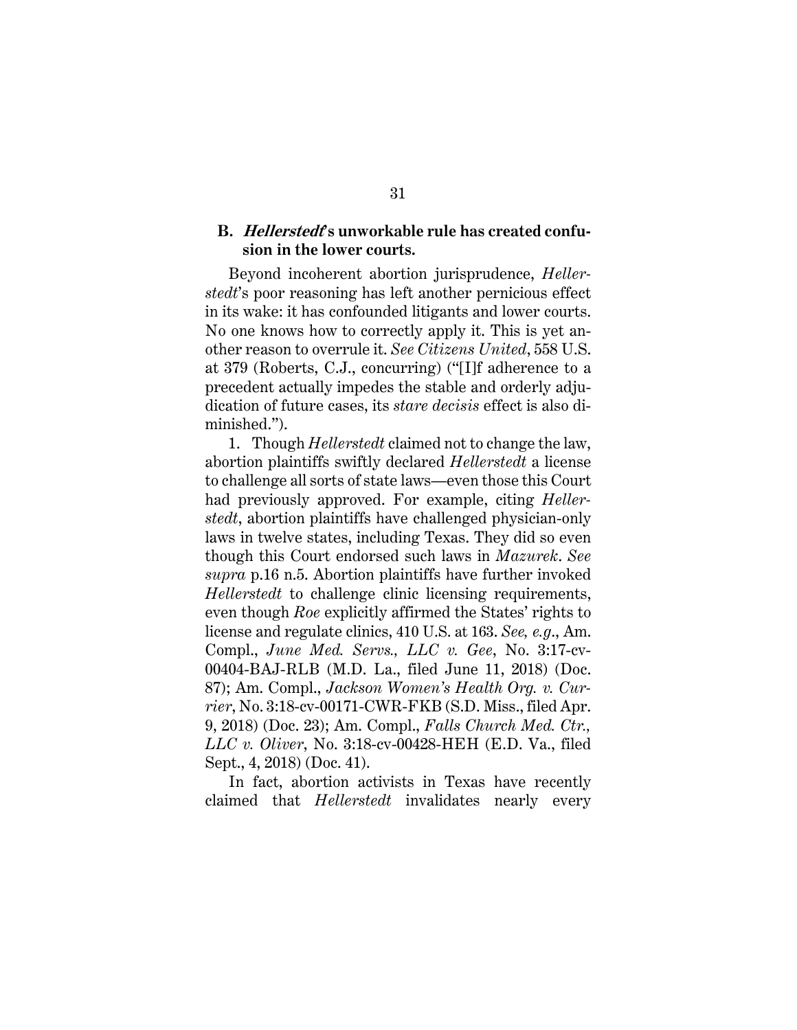### B. *Hellerstedt*'s unworkable rule has created confusion in the lower courts.

Beyond incoherent abortion jurisprudence, *Hellerstedt*'s poor reasoning has left another pernicious effect in its wake: it has confounded litigants and lower courts. No one knows how to correctly apply it. This is yet another reason to overrule it. *See Citizens United*, 558 U.S. at 379 (Roberts, C.J., concurring) ("[I]f adherence to a precedent actually impedes the stable and orderly adjudication of future cases, its *stare decisis* effect is also diminished.").

1. Though *Hellerstedt* claimed not to change the law, abortion plaintiffs swiftly declared *Hellerstedt* a license to challenge all sorts of state laws—even those this Court had previously approved. For example, citing *Hellerstedt*, abortion plaintiffs have challenged physician-only laws in twelve states, including Texas. They did so even though this Court endorsed such laws in *Mazurek*. *See supra* p.16 n.5. Abortion plaintiffs have further invoked *Hellerstedt* to challenge clinic licensing requirements, even though *Roe* explicitly affirmed the States' rights to license and regulate clinics, 410 U.S. at 163. *See, e.g.*, Am. Compl., *June Med. Servs., LLC v. Gee*, No. 3:17-cv-00404-BAJ-RLB (M.D. La., filed June 11, 2018) (Doc. 87); Am. Compl., *Jackson Women's Health Org. v. Currier*, No. 3:18-cv-00171-CWR-FKB (S.D. Miss., filed Apr. 9, 2018) (Doc. 23); Am. Compl., *Falls Church Med. Ctr., LLC v. Oliver*, No. 3:18-cv-00428-HEH (E.D. Va., filed Sept., 4, 2018) (Doc. 41).

In fact, abortion activists in Texas have recently claimed that *Hellerstedt* invalidates nearly every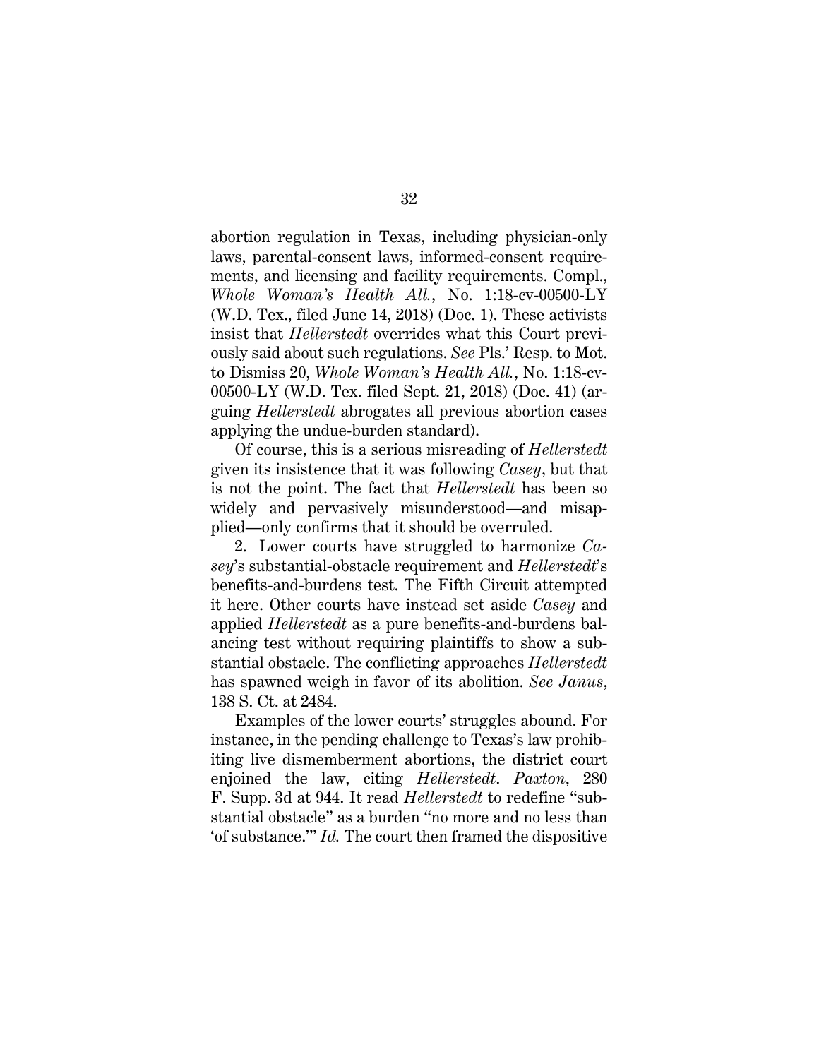abortion regulation in Texas, including physician-only laws, parental-consent laws, informed-consent requirements, and licensing and facility requirements. Compl., *Whole Woman's Health All.*, No. 1:18-cv-00500-LY (W.D. Tex., filed June 14, 2018) (Doc. 1). These activists insist that *Hellerstedt* overrides what this Court previously said about such regulations. *See* Pls.' Resp. to Mot. to Dismiss 20, *Whole Woman's Health All.*, No. 1:18-cv-00500-LY (W.D. Tex. filed Sept. 21, 2018) (Doc. 41) (arguing *Hellerstedt* abrogates all previous abortion cases applying the undue-burden standard).

Of course, this is a serious misreading of *Hellerstedt* given its insistence that it was following *Casey*, but that is not the point. The fact that *Hellerstedt* has been so widely and pervasively misunderstood—and misapplied—only confirms that it should be overruled.

2. Lower courts have struggled to harmonize *Casey*'s substantial-obstacle requirement and *Hellerstedt*'s benefits-and-burdens test. The Fifth Circuit attempted it here. Other courts have instead set aside *Casey* and applied *Hellerstedt* as a pure benefits-and-burdens balancing test without requiring plaintiffs to show a substantial obstacle. The conflicting approaches *Hellerstedt* has spawned weigh in favor of its abolition. *See Janus*, 138 S. Ct. at 2484.

Examples of the lower courts' struggles abound. For instance, in the pending challenge to Texas's law prohibiting live dismemberment abortions, the district court enjoined the law, citing *Hellerstedt*. *Paxton*, 280 F. Supp. 3d at 944. It read *Hellerstedt* to redefine "substantial obstacle" as a burden "no more and no less than 'of substance.'" *Id.* The court then framed the dispositive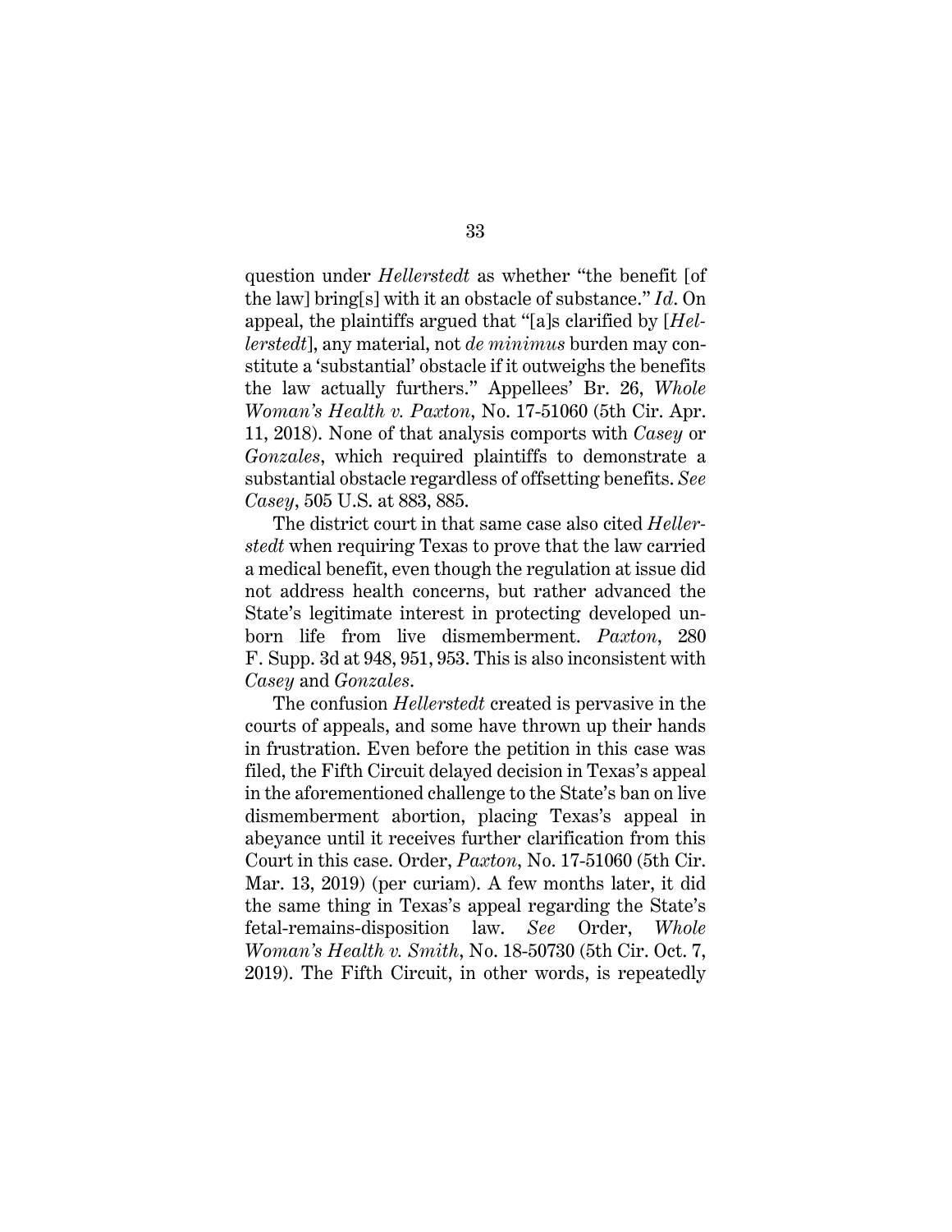question under *Hellerstedt* as whether "the benefit [of the law] bring[s] with it an obstacle of substance." *Id*. On appeal, the plaintiffs argued that "[a]s clarified by [*Hellerstedt*], any material, not *de minimus* burden may constitute a 'substantial' obstacle if it outweighs the benefits the law actually furthers." Appellees' Br. 26, *Whole Woman's Health v. Paxton*, No. 17-51060 (5th Cir. Apr. 11, 2018). None of that analysis comports with *Casey* or *Gonzales*, which required plaintiffs to demonstrate a substantial obstacle regardless of offsetting benefits. *See Casey*, 505 U.S. at 883, 885.

The district court in that same case also cited *Hellerstedt* when requiring Texas to prove that the law carried a medical benefit, even though the regulation at issue did not address health concerns, but rather advanced the State's legitimate interest in protecting developed unborn life from live dismemberment. *Paxton*, 280 F. Supp. 3d at 948, 951, 953. This is also inconsistent with *Casey* and *Gonzales*.

The confusion *Hellerstedt* created is pervasive in the courts of appeals, and some have thrown up their hands in frustration. Even before the petition in this case was filed, the Fifth Circuit delayed decision in Texas's appeal in the aforementioned challenge to the State's ban on live dismemberment abortion, placing Texas's appeal in abeyance until it receives further clarification from this Court in this case. Order, *Paxton*, No. 17-51060 (5th Cir. Mar. 13, 2019) (per curiam). A few months later, it did the same thing in Texas's appeal regarding the State's fetal-remains-disposition law. *See* Order, *Whole Woman's Health v. Smith*, No. 18-50730 (5th Cir. Oct. 7, 2019). The Fifth Circuit, in other words, is repeatedly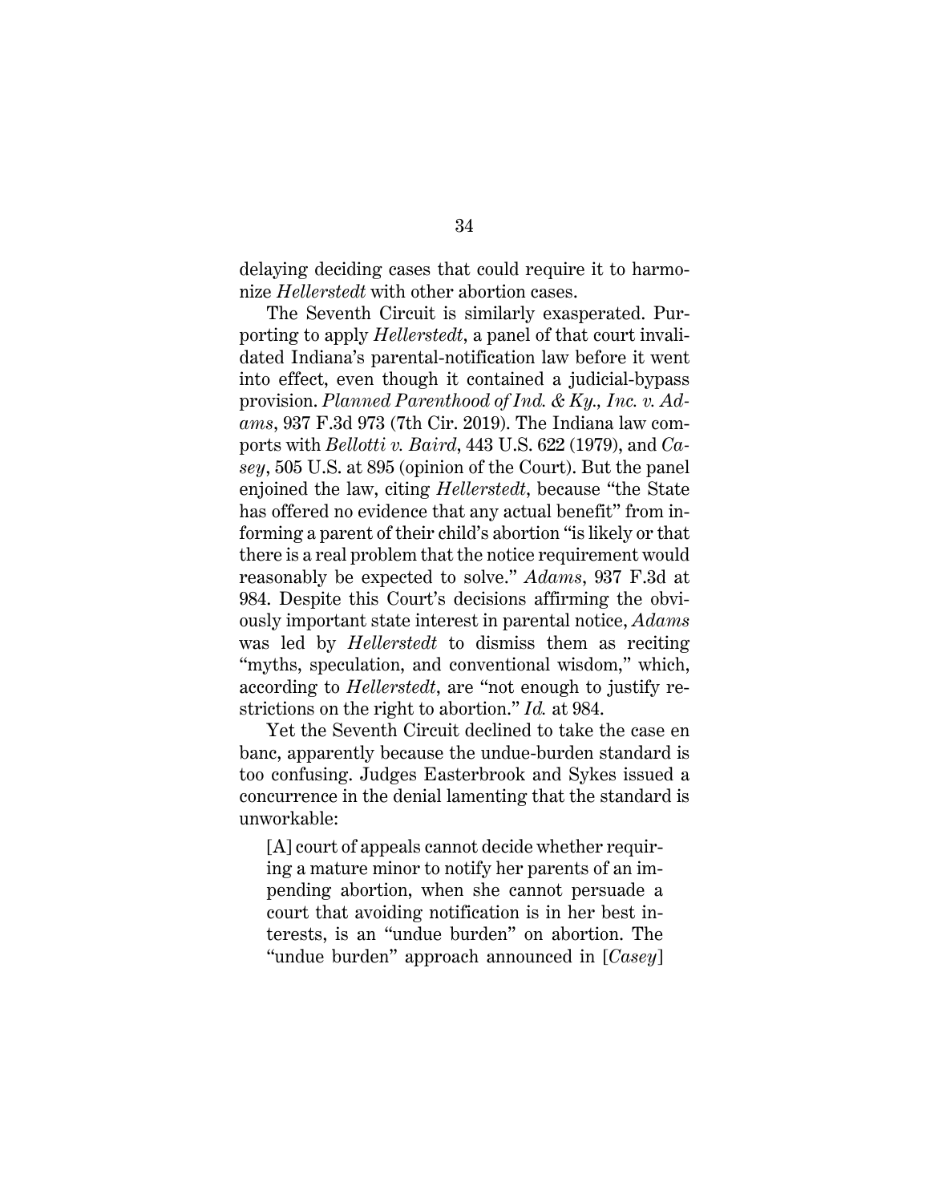delaying deciding cases that could require it to harmonize *Hellerstedt* with other abortion cases.

The Seventh Circuit is similarly exasperated. Purporting to apply *Hellerstedt*, a panel of that court invalidated Indiana's parental-notification law before it went into effect, even though it contained a judicial-bypass provision. *Planned Parenthood of Ind. & Ky., Inc. v. Adams*, 937 F.3d 973 (7th Cir. 2019). The Indiana law comports with *Bellotti v. Baird*, 443 U.S. 622 (1979), and *Casey*, 505 U.S. at 895 (opinion of the Court). But the panel enjoined the law, citing *Hellerstedt*, because "the State has offered no evidence that any actual benefit" from informing a parent of their child's abortion "is likely or that there is a real problem that the notice requirement would reasonably be expected to solve." *Adams*, 937 F.3d at 984. Despite this Court's decisions affirming the obviously important state interest in parental notice, *Adams* was led by *Hellerstedt* to dismiss them as reciting "myths, speculation, and conventional wisdom," which, according to *Hellerstedt*, are "not enough to justify restrictions on the right to abortion." *Id.* at 984.

Yet the Seventh Circuit declined to take the case en banc, apparently because the undue-burden standard is too confusing. Judges Easterbrook and Sykes issued a concurrence in the denial lamenting that the standard is unworkable:

> [A] court of appeals cannot decide whether requiring a mature minor to notify her parents of an impending abortion, when she cannot persuade a court that avoiding notification is in her best interests, is an "undue burden" on abortion. The "undue burden" approach announced in [*Casey*]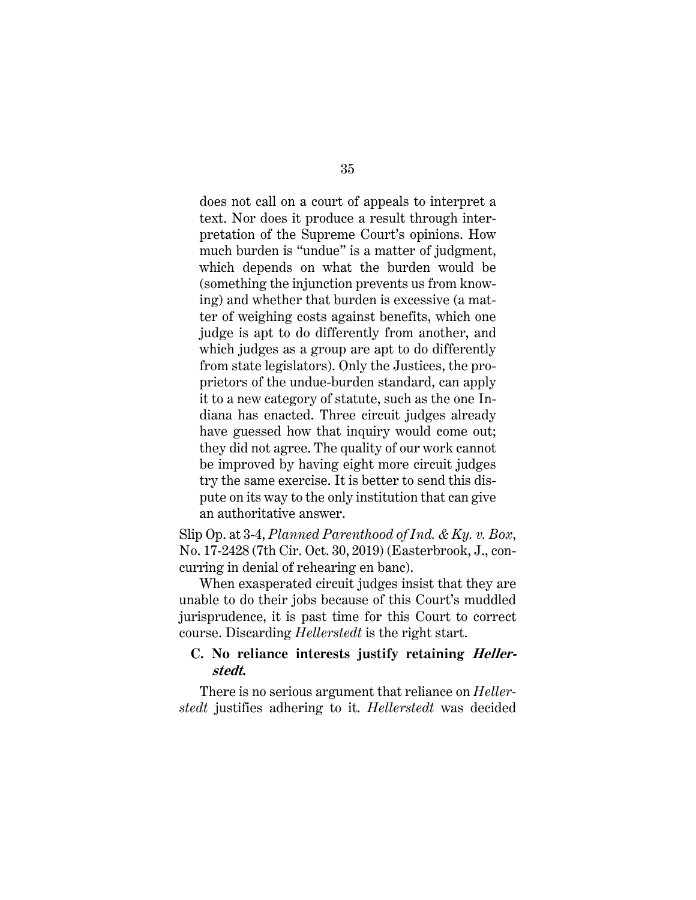> does not call on a court of appeals to interpret a text. Nor does it produce a result through interpretation of the Supreme Court's opinions. How much burden is "undue" is a matter of judgment, which depends on what the burden would be (something the injunction prevents us from knowing) and whether that burden is excessive (a matter of weighing costs against benefits, which one judge is apt to do differently from another, and which judges as a group are apt to do differently from state legislators). Only the Justices, the proprietors of the undue-burden standard, can apply it to a new category of statute, such as the one Indiana has enacted. Three circuit judges already have guessed how that inquiry would come out; they did not agree. The quality of our work cannot be improved by having eight more circuit judges try the same exercise. It is better to send this dispute on its way to the only institution that can give an authoritative answer.

Slip Op. at 3-4, *Planned Parenthood of Ind. & Ky. v. Box*, No. 17-2428 (7th Cir. Oct. 30, 2019) (Easterbrook, J., concurring in denial of rehearing en banc).

When exasperated circuit judges insist that they are unable to do their jobs because of this Court's muddled jurisprudence, it is past time for this Court to correct course. Discarding *Hellerstedt* is the right start.

### C. No reliance interests justify retaining *Hellerstedt.*

There is no serious argument that reliance on *Hellerstedt* justifies adhering to it. *Hellerstedt* was decided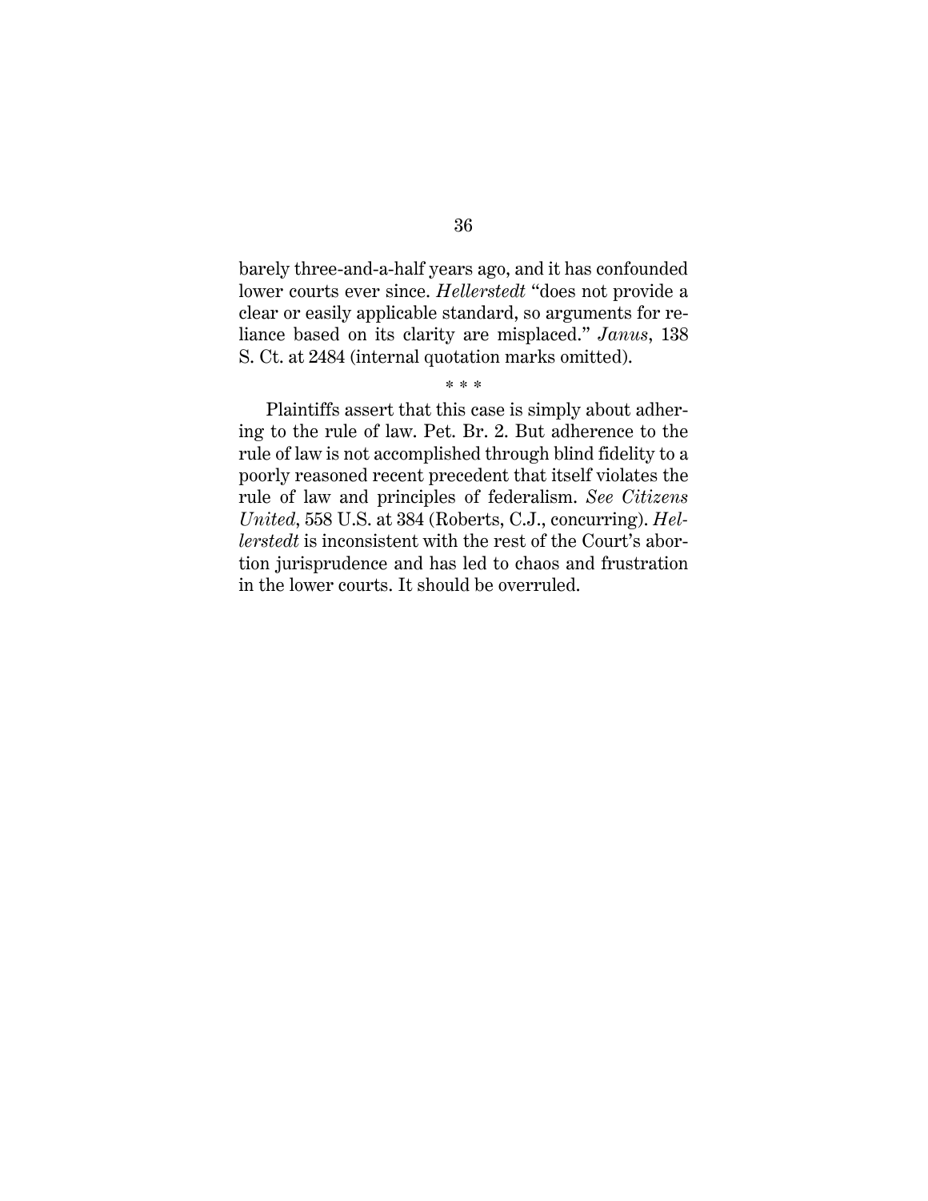barely three-and-a-half years ago, and it has confounded lower courts ever since. *Hellerstedt* "does not provide a clear or easily applicable standard, so arguments for reliance based on its clarity are misplaced." *Janus*, 138 S. Ct. at 2484 (internal quotation marks omitted).

\* \* \*

Plaintiffs assert that this case is simply about adhering to the rule of law. Pet. Br. 2. But adherence to the rule of law is not accomplished through blind fidelity to a poorly reasoned recent precedent that itself violates the rule of law and principles of federalism. *See Citizens United*, 558 U.S. at 384 (Roberts, C.J., concurring). *Hellerstedt* is inconsistent with the rest of the Court's abortion jurisprudence and has led to chaos and frustration in the lower courts. It should be overruled.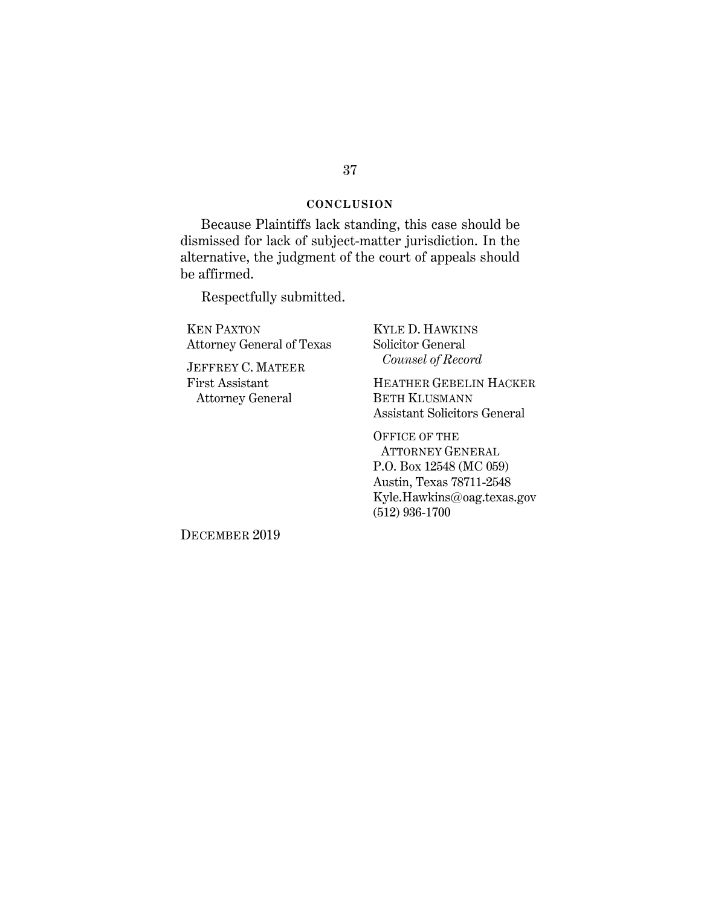## CONCLUSION

Because Plaintiffs lack standing, this case should be dismissed for lack of subject-matter jurisdiction. In the alternative, the judgment of the court of appeals should be affirmed.

Respectfully submitted.

KEN PAXTON
Attorney General of Texas

JEFFREY C. MATEER
First Assistant
Attorney General

KYLE D. HAWKINS
Solicitor General
*Counsel of Record*

HEATHER GEBELIN HACKER
BETH KLUSMANN
Assistant Solicitors General

OFFICE OF THE
ATTORNEY GENERAL
P.O. Box 12548 (MC 059)
Austin, Texas 78711-2548
Kyle.Hawkins@oag.texas.gov
(512) 936-1700

DECEMBER 2019